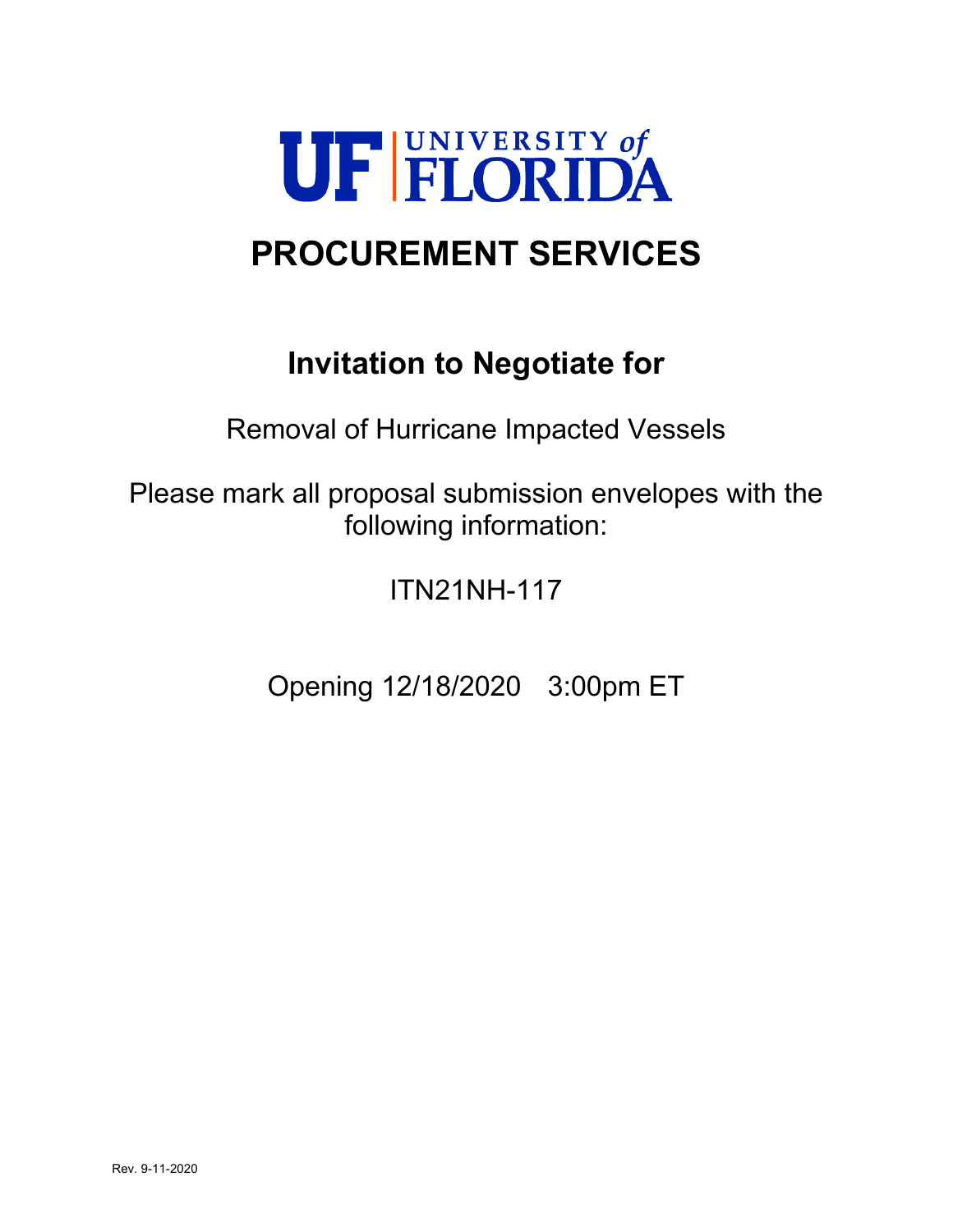# UF UNIVERSITY of FLORIDA

# PROCUREMENT SERVICES

## Invitation to Negotiate for

Removal of Hurricane Impacted Vessels

Please mark all proposal submission envelopes with the following information:

ITN21NH-117

Opening 12/18/2020 3:00pm ET

Rev. 9-11-2020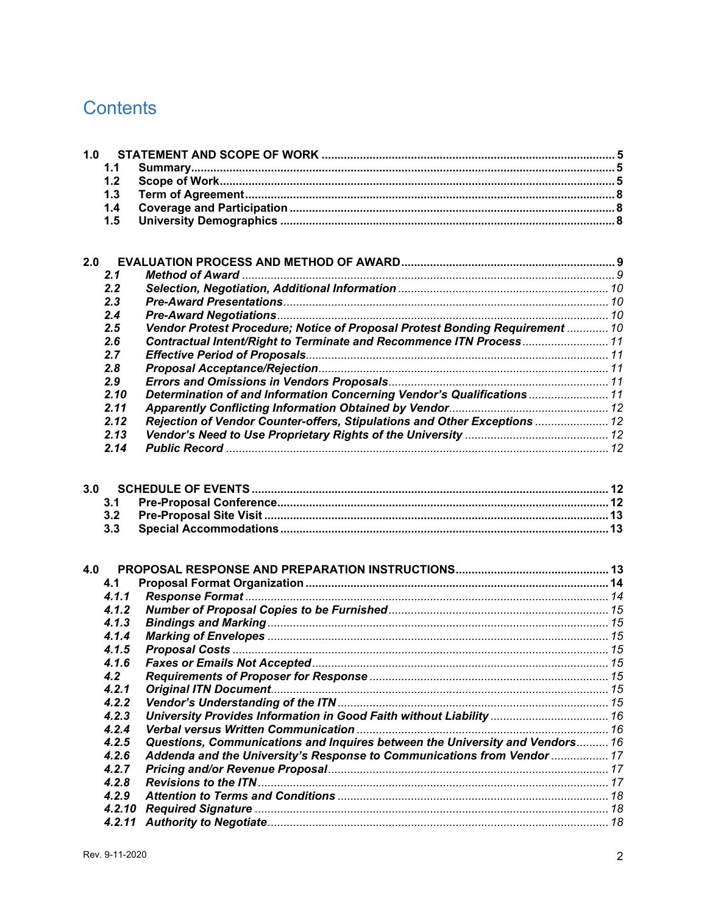# Contents

| | | | |
|---|---|---|---|
| **1.0** | **STATEMENT AND SCOPE OF WORK** | | **5** |
| | **1.1** | **Summary** | **5** |
| | **1.2** | **Scope of Work** | **5** |
| | **1.3** | **Term of Agreement** | **8** |
| | **1.4** | **Coverage and Participation** | **8** |
| | **1.5** | **University Demographics** | **8** |
| **2.0** | **EVALUATION PROCESS AND METHOD OF AWARD** | | **9** |
| | ***2.1*** | ***Method of Award*** | *9* |
| | ***2.2*** | ***Selection, Negotiation, Additional Information*** | *10* |
| | ***2.3*** | ***Pre-Award Presentations*** | *10* |
| | ***2.4*** | ***Pre-Award Negotiations*** | *10* |
| | ***2.5*** | ***Vendor Protest Procedure; Notice of Proposal Protest Bonding Requirement*** | *10* |
| | ***2.6*** | ***Contractual Intent/Right to Terminate and Recommence ITN Process*** | *11* |
| | ***2.7*** | ***Effective Period of Proposals*** | *11* |
| | ***2.8*** | ***Proposal Acceptance/Rejection*** | *11* |
| | ***2.9*** | ***Errors and Omissions in Vendors Proposals*** | *11* |
| | ***2.10*** | ***Determination of and Information Concerning Vendor's Qualifications*** | *11* |
| | ***2.11*** | ***Apparently Conflicting Information Obtained by Vendor*** | *12* |
| | ***2.12*** | ***Rejection of Vendor Counter-offers, Stipulations and Other Exceptions*** | *12* |
| | ***2.13*** | ***Vendor's Need to Use Proprietary Rights of the University*** | *12* |
| | ***2.14*** | ***Public Record*** | *12* |
| **3.0** | **SCHEDULE OF EVENTS** | | **12** |
| | **3.1** | **Pre-Proposal Conference** | **12** |
| | **3.2** | **Pre-Proposal Site Visit** | **13** |
| | **3.3** | **Special Accommodations** | **13** |
| **4.0** | **PROPOSAL RESPONSE AND PREPARATION INSTRUCTIONS** | | **13** |
| | **4.1** | **Proposal Format Organization** | **14** |
| | ***4.1.1*** | ***Response Format*** | *14* |
| | ***4.1.2*** | ***Number of Proposal Copies to be Furnished*** | *15* |
| | ***4.1.3*** | ***Bindings and Marking*** | *15* |
| | ***4.1.4*** | ***Marking of Envelopes*** | *15* |
| | ***4.1.5*** | ***Proposal Costs*** | *15* |
| | ***4.1.6*** | ***Faxes or Emails Not Accepted*** | *15* |
| | ***4.2*** | ***Requirements of Proposer for Response*** | *15* |
| | ***4.2.1*** | ***Original ITN Document*** | *15* |
| | ***4.2.2*** | ***Vendor's Understanding of the ITN*** | *15* |
| | ***4.2.3*** | ***University Provides Information in Good Faith without Liability*** | *16* |
| | ***4.2.4*** | ***Verbal versus Written Communication*** | *16* |
| | ***4.2.5*** | ***Questions, Communications and Inquires between the University and Vendors*** | *16* |
| | ***4.2.6*** | ***Addenda and the University's Response to Communications from Vendor*** | *17* |
| | ***4.2.7*** | ***Pricing and/or Revenue Proposal*** | *17* |
| | ***4.2.8*** | ***Revisions to the ITN*** | *17* |
| | ***4.2.9*** | ***Attention to Terms and Conditions*** | *18* |
| | ***4.2.10*** | ***Required Signature*** | *18* |
| | ***4.2.11*** | ***Authority to Negotiate*** | *18* |

Rev. 9-11-2020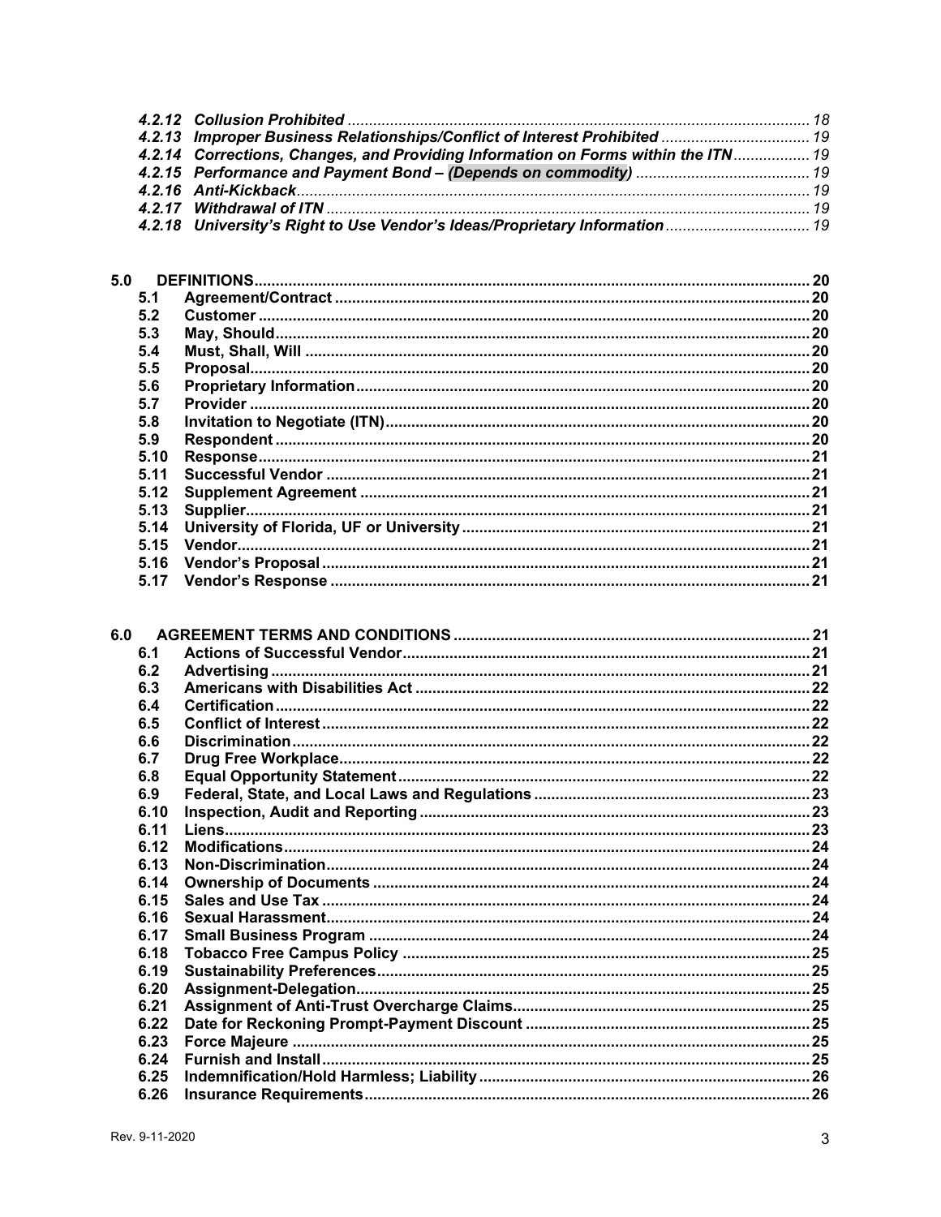*4.2.12 Collusion Prohibited* ............ 18
*4.2.13 Improper Business Relationships/Conflict of Interest Prohibited* ............ 19
*4.2.14 Corrections, Changes, and Providing Information on Forms within the ITN* ............ 19
*4.2.15 Performance and Payment Bond – (Depends on commodity)* ............ 19
*4.2.16 Anti-Kickback* ............ 19
*4.2.17 Withdrawal of ITN* ............ 19
*4.2.18 University's Right to Use Vendor's Ideas/Proprietary Information* ............ 19

**5.0 DEFINITIONS** ............ 20
**5.1 Agreement/Contract** ............ 20
**5.2 Customer** ............ 20
**5.3 May, Should** ............ 20
**5.4 Must, Shall, Will** ............ 20
**5.5 Proposal** ............ 20
**5.6 Proprietary Information** ............ 20
**5.7 Provider** ............ 20
**5.8 Invitation to Negotiate (ITN)** ............ 20
**5.9 Respondent** ............ 20
**5.10 Response** ............ 21
**5.11 Successful Vendor** ............ 21
**5.12 Supplement Agreement** ............ 21
**5.13 Supplier** ............ 21
**5.14 University of Florida, UF or University** ............ 21
**5.15 Vendor** ............ 21
**5.16 Vendor's Proposal** ............ 21
**5.17 Vendor's Response** ............ 21

**6.0 AGREEMENT TERMS AND CONDITIONS** ............ 21
**6.1 Actions of Successful Vendor** ............ 21
**6.2 Advertising** ............ 21
**6.3 Americans with Disabilities Act** ............ 22
**6.4 Certification** ............ 22
**6.5 Conflict of Interest** ............ 22
**6.6 Discrimination** ............ 22
**6.7 Drug Free Workplace** ............ 22
**6.8 Equal Opportunity Statement** ............ 22
**6.9 Federal, State, and Local Laws and Regulations** ............ 23
**6.10 Inspection, Audit and Reporting** ............ 23
**6.11 Liens** ............ 23
**6.12 Modifications** ............ 24
**6.13 Non-Discrimination** ............ 24
**6.14 Ownership of Documents** ............ 24
**6.15 Sales and Use Tax** ............ 24
**6.16 Sexual Harassment** ............ 24
**6.17 Small Business Program** ............ 24
**6.18 Tobacco Free Campus Policy** ............ 25
**6.19 Sustainability Preferences** ............ 25
**6.20 Assignment-Delegation** ............ 25
**6.21 Assignment of Anti-Trust Overcharge Claims** ............ 25
**6.22 Date for Reckoning Prompt-Payment Discount** ............ 25
**6.23 Force Majeure** ............ 25
**6.24 Furnish and Install** ............ 25
**6.25 Indemnification/Hold Harmless; Liability** ............ 26
**6.26 Insurance Requirements** ............ 26

Rev. 9-11-2020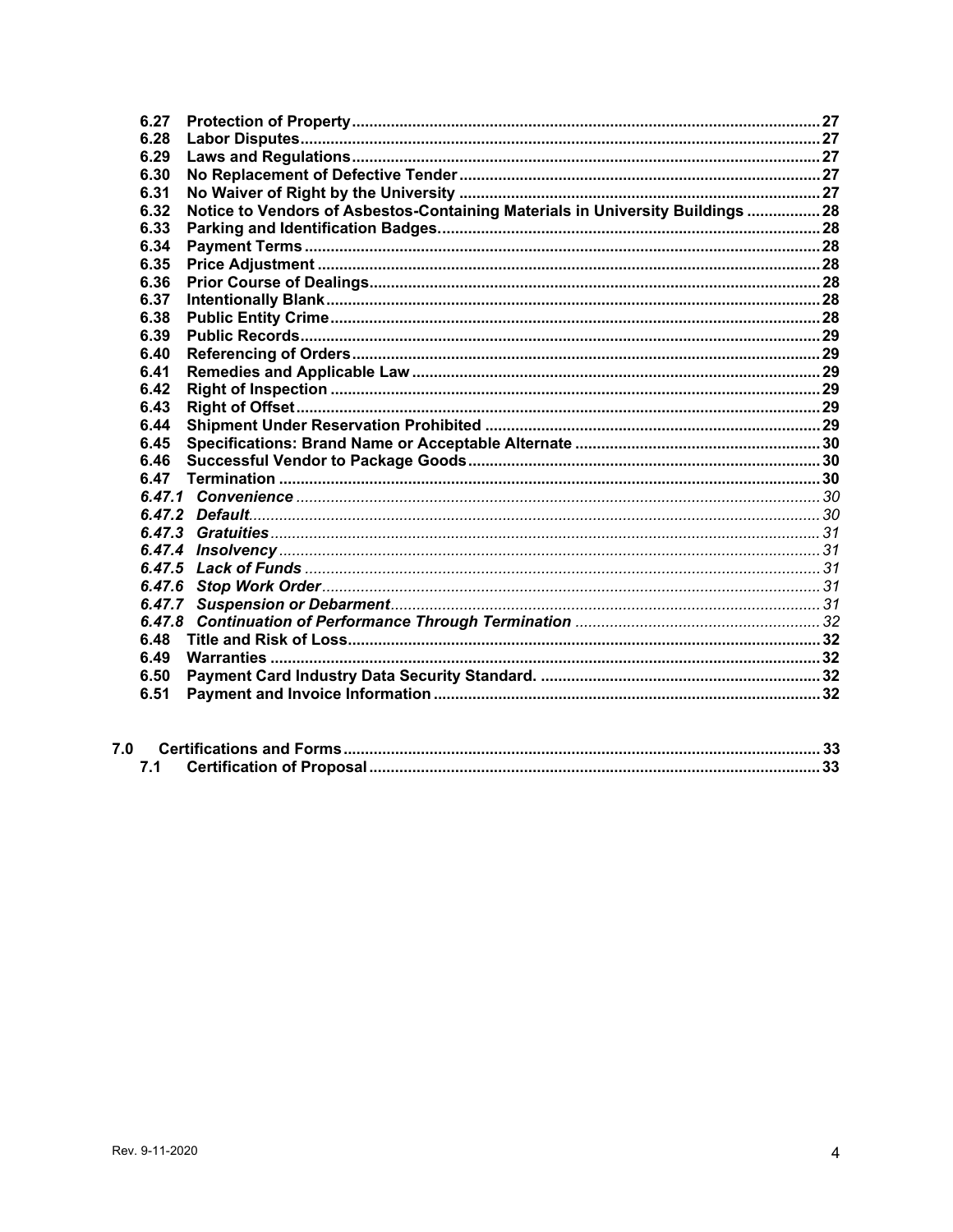**6.27 Protection of Property ........ 27**
**6.28 Labor Disputes ........ 27**
**6.29 Laws and Regulations ........ 27**
**6.30 No Replacement of Defective Tender ........ 27**
**6.31 No Waiver of Right by the University ........ 27**
**6.32 Notice to Vendors of Asbestos-Containing Materials in University Buildings ........ 28**
**6.33 Parking and Identification Badges. ........ 28**
**6.34 Payment Terms ........ 28**
**6.35 Price Adjustment ........ 28**
**6.36 Prior Course of Dealings ........ 28**
**6.37 Intentionally Blank ........ 28**
**6.38 Public Entity Crime ........ 28**
**6.39 Public Records ........ 29**
**6.40 Referencing of Orders ........ 29**
**6.41 Remedies and Applicable Law ........ 29**
**6.42 Right of Inspection ........ 29**
**6.43 Right of Offset ........ 29**
**6.44 Shipment Under Reservation Prohibited ........ 29**
**6.45 Specifications: Brand Name or Acceptable Alternate ........ 30**
**6.46 Successful Vendor to Package Goods ........ 30**
**6.47 Termination ........ 30**
***6.47.1 Convenience*** ........ *30*
***6.47.2 Default*** ........ *30*
***6.47.3 Gratuities*** ........ *31*
***6.47.4 Insolvency*** ........ *31*
***6.47.5 Lack of Funds*** ........ *31*
***6.47.6 Stop Work Order*** ........ *31*
***6.47.7 Suspension or Debarment*** ........ *31*
***6.47.8 Continuation of Performance Through Termination*** ........ *32*
**6.48 Title and Risk of Loss ........ 32**
**6.49 Warranties ........ 32**
**6.50 Payment Card Industry Data Security Standard. ........ 32**
**6.51 Payment and Invoice Information ........ 32**

**7.0 Certifications and Forms ........ 33**
**7.1 Certification of Proposal ........ 33**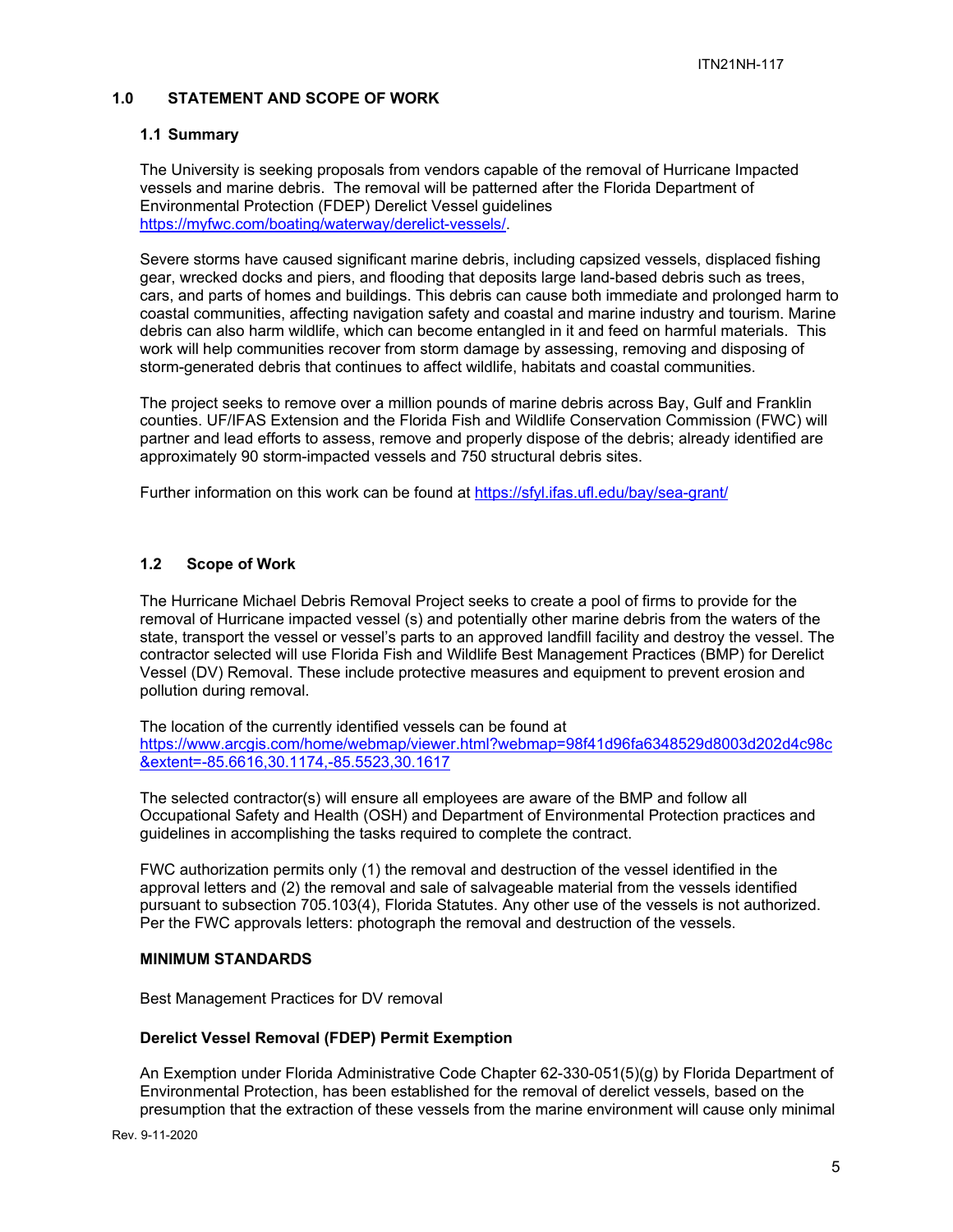## 1.0 STATEMENT AND SCOPE OF WORK

### 1.1 Summary

The University is seeking proposals from vendors capable of the removal of Hurricane Impacted vessels and marine debris. The removal will be patterned after the Florida Department of Environmental Protection (FDEP) Derelict Vessel guidelines https://myfwc.com/boating/waterway/derelict-vessels/.

Severe storms have caused significant marine debris, including capsized vessels, displaced fishing gear, wrecked docks and piers, and flooding that deposits large land-based debris such as trees, cars, and parts of homes and buildings. This debris can cause both immediate and prolonged harm to coastal communities, affecting navigation safety and coastal and marine industry and tourism. Marine debris can also harm wildlife, which can become entangled in it and feed on harmful materials. This work will help communities recover from storm damage by assessing, removing and disposing of storm-generated debris that continues to affect wildlife, habitats and coastal communities.

The project seeks to remove over a million pounds of marine debris across Bay, Gulf and Franklin counties. UF/IFAS Extension and the Florida Fish and Wildlife Conservation Commission (FWC) will partner and lead efforts to assess, remove and properly dispose of the debris; already identified are approximately 90 storm-impacted vessels and 750 structural debris sites.

Further information on this work can be found at https://sfyl.ifas.ufl.edu/bay/sea-grant/

### 1.2 Scope of Work

The Hurricane Michael Debris Removal Project seeks to create a pool of firms to provide for the removal of Hurricane impacted vessel (s) and potentially other marine debris from the waters of the state, transport the vessel or vessel's parts to an approved landfill facility and destroy the vessel. The contractor selected will use Florida Fish and Wildlife Best Management Practices (BMP) for Derelict Vessel (DV) Removal. These include protective measures and equipment to prevent erosion and pollution during removal.

The location of the currently identified vessels can be found at https://www.arcgis.com/home/webmap/viewer.html?webmap=98f41d96fa6348529d8003d202d4c98c&extent=-85.6616,30.1174,-85.5523,30.1617

The selected contractor(s) will ensure all employees are aware of the BMP and follow all Occupational Safety and Health (OSH) and Department of Environmental Protection practices and guidelines in accomplishing the tasks required to complete the contract.

FWC authorization permits only (1) the removal and destruction of the vessel identified in the approval letters and (2) the removal and sale of salvageable material from the vessels identified pursuant to subsection 705.103(4), Florida Statutes. Any other use of the vessels is not authorized. Per the FWC approvals letters: photograph the removal and destruction of the vessels.

**MINIMUM STANDARDS**

Best Management Practices for DV removal

**Derelict Vessel Removal (FDEP) Permit Exemption**

An Exemption under Florida Administrative Code Chapter 62-330-051(5)(g) by Florida Department of Environmental Protection, has been established for the removal of derelict vessels, based on the presumption that the extraction of these vessels from the marine environment will cause only minimal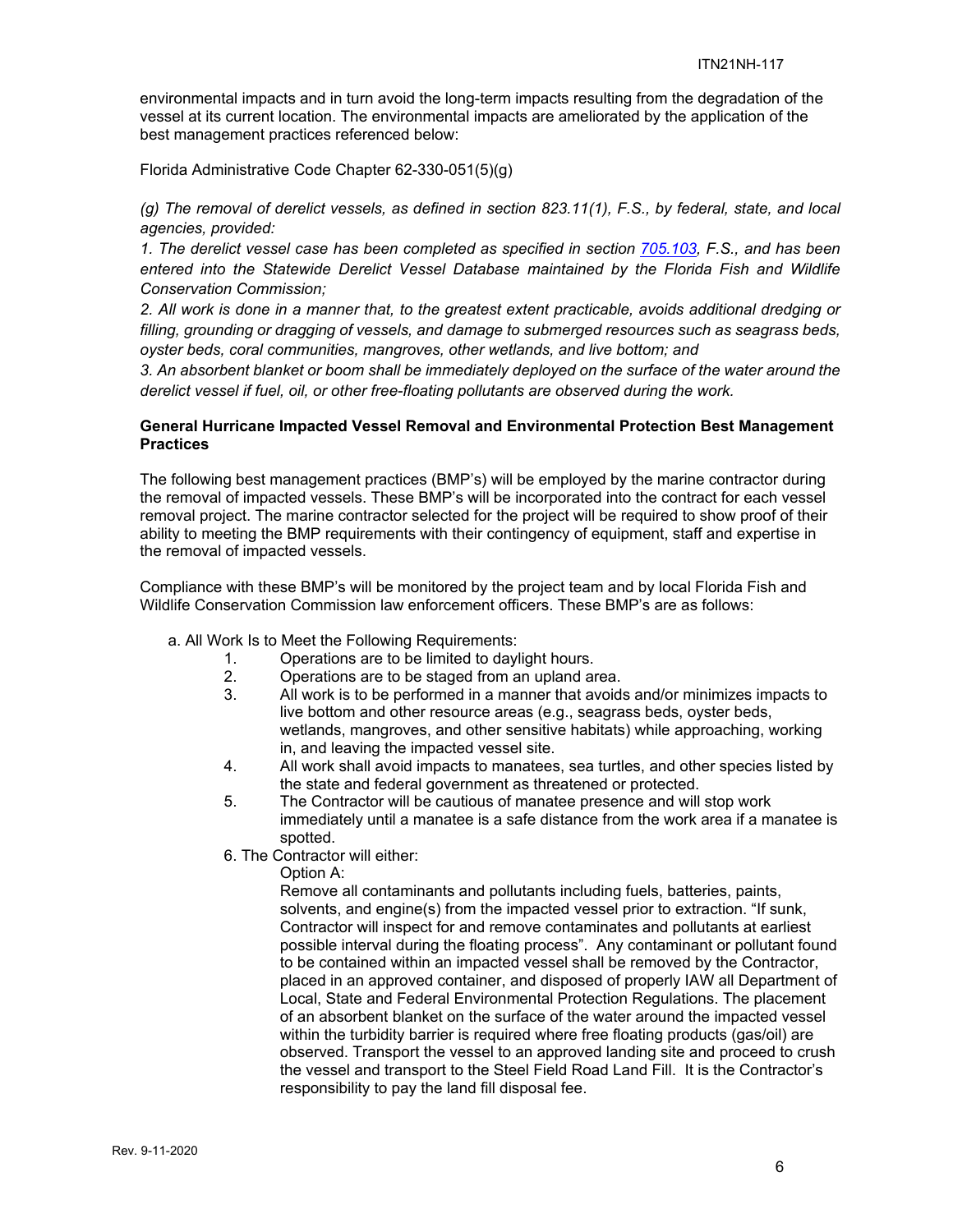environmental impacts and in turn avoid the long-term impacts resulting from the degradation of the vessel at its current location. The environmental impacts are ameliorated by the application of the best management practices referenced below:

Florida Administrative Code Chapter 62-330-051(5)(g)

*(g) The removal of derelict vessels, as defined in section 823.11(1), F.S., by federal, state, and local agencies, provided:*

*1. The derelict vessel case has been completed as specified in section 705.103, F.S., and has been entered into the Statewide Derelict Vessel Database maintained by the Florida Fish and Wildlife Conservation Commission;*

*2. All work is done in a manner that, to the greatest extent practicable, avoids additional dredging or filling, grounding or dragging of vessels, and damage to submerged resources such as seagrass beds, oyster beds, coral communities, mangroves, other wetlands, and live bottom; and*

*3. An absorbent blanket or boom shall be immediately deployed on the surface of the water around the derelict vessel if fuel, oil, or other free-floating pollutants are observed during the work.*

**General Hurricane Impacted Vessel Removal and Environmental Protection Best Management Practices**

The following best management practices (BMP's) will be employed by the marine contractor during the removal of impacted vessels. These BMP's will be incorporated into the contract for each vessel removal project. The marine contractor selected for the project will be required to show proof of their ability to meeting the BMP requirements with their contingency of equipment, staff and expertise in the removal of impacted vessels.

Compliance with these BMP's will be monitored by the project team and by local Florida Fish and Wildlife Conservation Commission law enforcement officers. These BMP's are as follows:

a. All Work Is to Meet the Following Requirements:

1. Operations are to be limited to daylight hours.
2. Operations are to be staged from an upland area.
3. All work is to be performed in a manner that avoids and/or minimizes impacts to live bottom and other resource areas (e.g., seagrass beds, oyster beds, wetlands, mangroves, and other sensitive habitats) while approaching, working in, and leaving the impacted vessel site.
4. All work shall avoid impacts to manatees, sea turtles, and other species listed by the state and federal government as threatened or protected.
5. The Contractor will be cautious of manatee presence and will stop work immediately until a manatee is a safe distance from the work area if a manatee is spotted.
6. The Contractor will either:

   Option A:

   Remove all contaminants and pollutants including fuels, batteries, paints, solvents, and engine(s) from the impacted vessel prior to extraction. "If sunk, Contractor will inspect for and remove contaminates and pollutants at earliest possible interval during the floating process". Any contaminant or pollutant found to be contained within an impacted vessel shall be removed by the Contractor, placed in an approved container, and disposed of properly IAW all Department of Local, State and Federal Environmental Protection Regulations. The placement of an absorbent blanket on the surface of the water around the impacted vessel within the turbidity barrier is required where free floating products (gas/oil) are observed. Transport the vessel to an approved landing site and proceed to crush the vessel and transport to the Steel Field Road Land Fill. It is the Contractor's responsibility to pay the land fill disposal fee.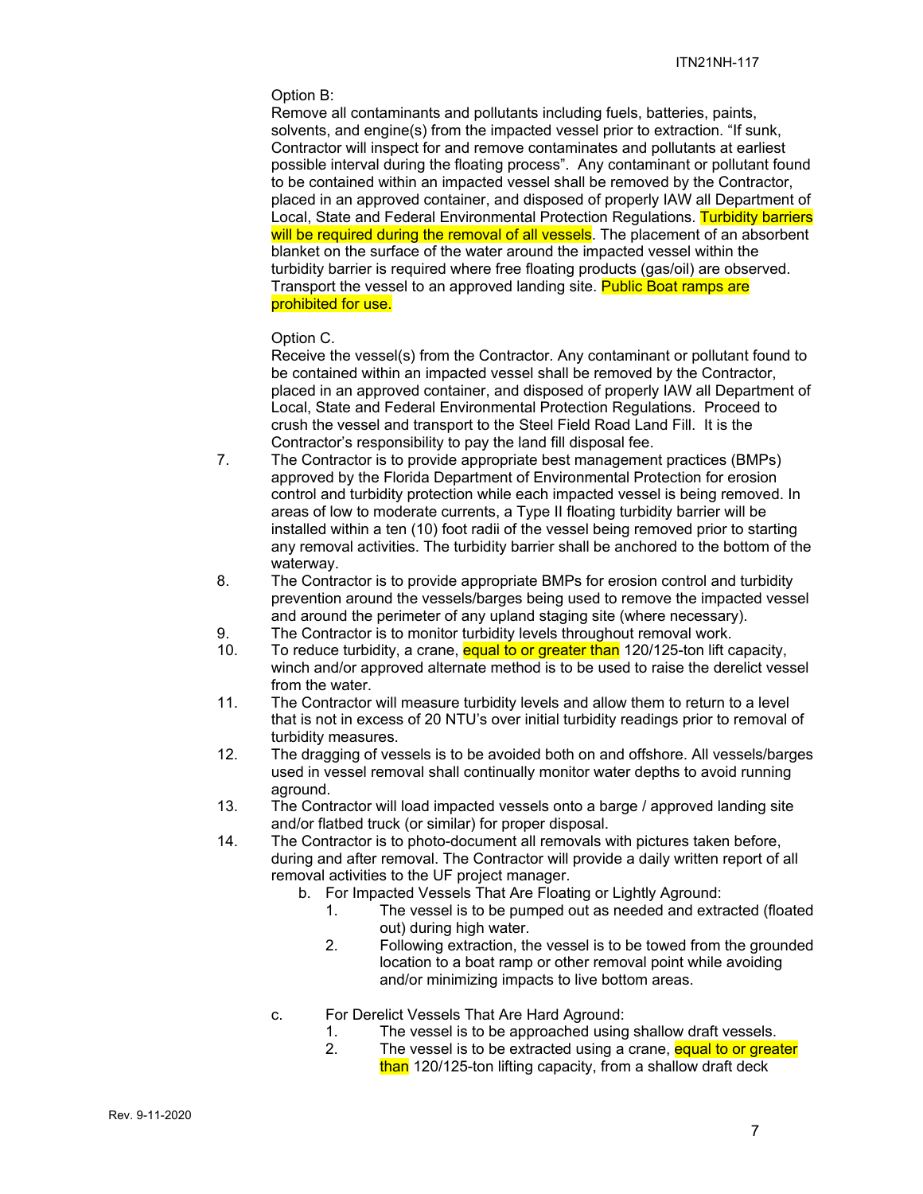Option B:

Remove all contaminants and pollutants including fuels, batteries, paints, solvents, and engine(s) from the impacted vessel prior to extraction. "If sunk, Contractor will inspect for and remove contaminates and pollutants at earliest possible interval during the floating process". Any contaminant or pollutant found to be contained within an impacted vessel shall be removed by the Contractor, placed in an approved container, and disposed of properly IAW all Department of Local, State and Federal Environmental Protection Regulations. Turbidity barriers will be required during the removal of all vessels. The placement of an absorbent blanket on the surface of the water around the impacted vessel within the turbidity barrier is required where free floating products (gas/oil) are observed. Transport the vessel to an approved landing site. Public Boat ramps are prohibited for use.

Option C.

Receive the vessel(s) from the Contractor. Any contaminant or pollutant found to be contained within an impacted vessel shall be removed by the Contractor, placed in an approved container, and disposed of properly IAW all Department of Local, State and Federal Environmental Protection Regulations. Proceed to crush the vessel and transport to the Steel Field Road Land Fill. It is the Contractor's responsibility to pay the land fill disposal fee.

7. The Contractor is to provide appropriate best management practices (BMPs) approved by the Florida Department of Environmental Protection for erosion control and turbidity protection while each impacted vessel is being removed. In areas of low to moderate currents, a Type II floating turbidity barrier will be installed within a ten (10) foot radii of the vessel being removed prior to starting any removal activities. The turbidity barrier shall be anchored to the bottom of the waterway.
8. The Contractor is to provide appropriate BMPs for erosion control and turbidity prevention around the vessels/barges being used to remove the impacted vessel and around the perimeter of any upland staging site (where necessary).
9. The Contractor is to monitor turbidity levels throughout removal work.
10. To reduce turbidity, a crane, equal to or greater than 120/125-ton lift capacity, winch and/or approved alternate method is to be used to raise the derelict vessel from the water.
11. The Contractor will measure turbidity levels and allow them to return to a level that is not in excess of 20 NTU's over initial turbidity readings prior to removal of turbidity measures.
12. The dragging of vessels is to be avoided both on and offshore. All vessels/barges used in vessel removal shall continually monitor water depths to avoid running aground.
13. The Contractor will load impacted vessels onto a barge / approved landing site and/or flatbed truck (or similar) for proper disposal.
14. The Contractor is to photo-document all removals with pictures taken before, during and after removal. The Contractor will provide a daily written report of all removal activities to the UF project manager.

b. For Impacted Vessels That Are Floating or Lightly Aground:
   1. The vessel is to be pumped out as needed and extracted (floated out) during high water.
   2. Following extraction, the vessel is to be towed from the grounded location to a boat ramp or other removal point while avoiding and/or minimizing impacts to live bottom areas.

c. For Derelict Vessels That Are Hard Aground:
   1. The vessel is to be approached using shallow draft vessels.
   2. The vessel is to be extracted using a crane, equal to or greater than 120/125-ton lifting capacity, from a shallow draft deck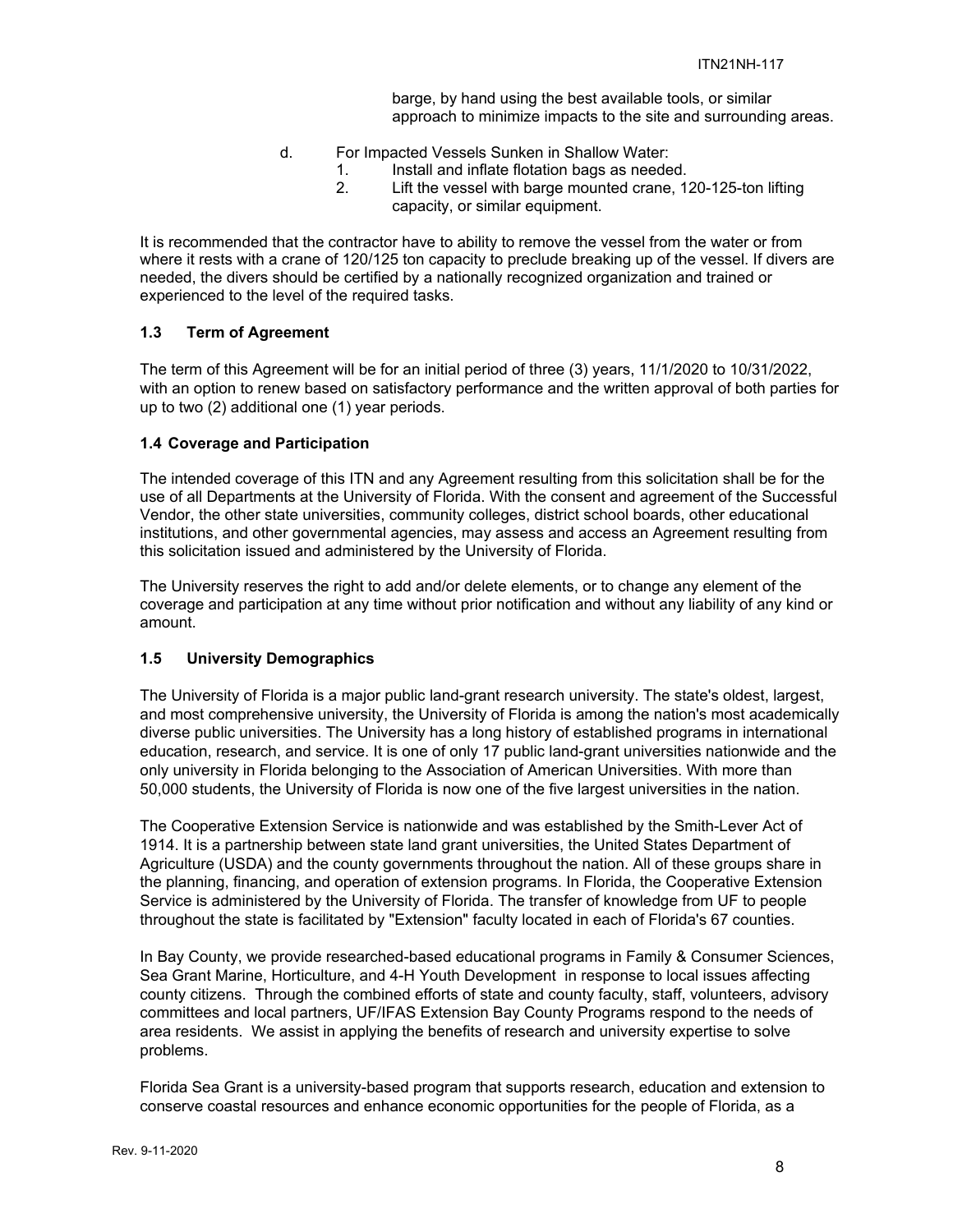barge, by hand using the best available tools, or similar approach to minimize impacts to the site and surrounding areas.

d. For Impacted Vessels Sunken in Shallow Water:
   1. Install and inflate flotation bags as needed.
   2. Lift the vessel with barge mounted crane, 120-125-ton lifting capacity, or similar equipment.

It is recommended that the contractor have to ability to remove the vessel from the water or from where it rests with a crane of 120/125 ton capacity to preclude breaking up of the vessel. If divers are needed, the divers should be certified by a nationally recognized organization and trained or experienced to the level of the required tasks.

### 1.3 Term of Agreement

The term of this Agreement will be for an initial period of three (3) years, 11/1/2020 to 10/31/2022, with an option to renew based on satisfactory performance and the written approval of both parties for up to two (2) additional one (1) year periods.

### 1.4 Coverage and Participation

The intended coverage of this ITN and any Agreement resulting from this solicitation shall be for the use of all Departments at the University of Florida. With the consent and agreement of the Successful Vendor, the other state universities, community colleges, district school boards, other educational institutions, and other governmental agencies, may assess and access an Agreement resulting from this solicitation issued and administered by the University of Florida.

The University reserves the right to add and/or delete elements, or to change any element of the coverage and participation at any time without prior notification and without any liability of any kind or amount.

### 1.5 University Demographics

The University of Florida is a major public land-grant research university. The state's oldest, largest, and most comprehensive university, the University of Florida is among the nation's most academically diverse public universities. The University has a long history of established programs in international education, research, and service. It is one of only 17 public land-grant universities nationwide and the only university in Florida belonging to the Association of American Universities. With more than 50,000 students, the University of Florida is now one of the five largest universities in the nation.

The Cooperative Extension Service is nationwide and was established by the Smith-Lever Act of 1914. It is a partnership between state land grant universities, the United States Department of Agriculture (USDA) and the county governments throughout the nation. All of these groups share in the planning, financing, and operation of extension programs. In Florida, the Cooperative Extension Service is administered by the University of Florida. The transfer of knowledge from UF to people throughout the state is facilitated by "Extension" faculty located in each of Florida's 67 counties.

In Bay County, we provide researched-based educational programs in Family & Consumer Sciences, Sea Grant Marine, Horticulture, and 4-H Youth Development in response to local issues affecting county citizens. Through the combined efforts of state and county faculty, staff, volunteers, advisory committees and local partners, UF/IFAS Extension Bay County Programs respond to the needs of area residents. We assist in applying the benefits of research and university expertise to solve problems.

Florida Sea Grant is a university-based program that supports research, education and extension to conserve coastal resources and enhance economic opportunities for the people of Florida, as a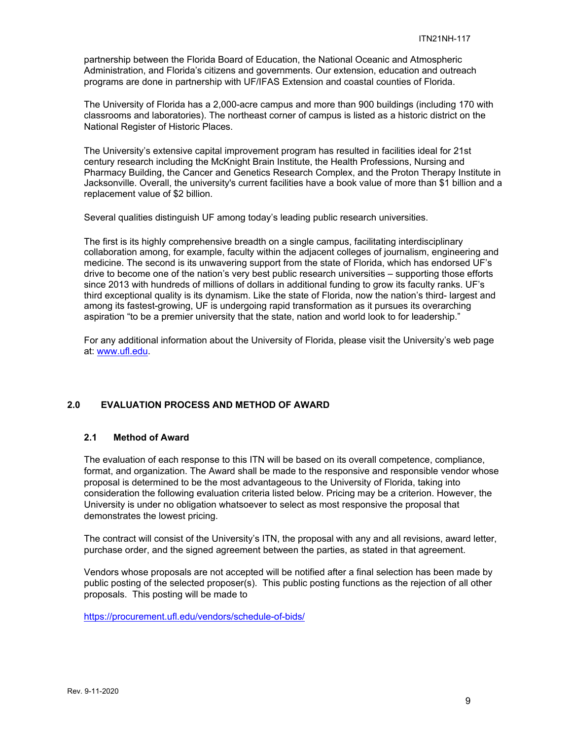partnership between the Florida Board of Education, the National Oceanic and Atmospheric Administration, and Florida's citizens and governments. Our extension, education and outreach programs are done in partnership with UF/IFAS Extension and coastal counties of Florida.

The University of Florida has a 2,000-acre campus and more than 900 buildings (including 170 with classrooms and laboratories). The northeast corner of campus is listed as a historic district on the National Register of Historic Places.

The University's extensive capital improvement program has resulted in facilities ideal for 21st century research including the McKnight Brain Institute, the Health Professions, Nursing and Pharmacy Building, the Cancer and Genetics Research Complex, and the Proton Therapy Institute in Jacksonville. Overall, the university's current facilities have a book value of more than $1 billion and a replacement value of $2 billion.

Several qualities distinguish UF among today's leading public research universities.

The first is its highly comprehensive breadth on a single campus, facilitating interdisciplinary collaboration among, for example, faculty within the adjacent colleges of journalism, engineering and medicine. The second is its unwavering support from the state of Florida, which has endorsed UF's drive to become one of the nation's very best public research universities – supporting those efforts since 2013 with hundreds of millions of dollars in additional funding to grow its faculty ranks. UF's third exceptional quality is its dynamism. Like the state of Florida, now the nation's third- largest and among its fastest-growing, UF is undergoing rapid transformation as it pursues its overarching aspiration "to be a premier university that the state, nation and world look to for leadership."

For any additional information about the University of Florida, please visit the University's web page at: www.ufl.edu.

## 2.0 EVALUATION PROCESS AND METHOD OF AWARD

### 2.1 Method of Award

The evaluation of each response to this ITN will be based on its overall competence, compliance, format, and organization. The Award shall be made to the responsive and responsible vendor whose proposal is determined to be the most advantageous to the University of Florida, taking into consideration the following evaluation criteria listed below. Pricing may be a criterion. However, the University is under no obligation whatsoever to select as most responsive the proposal that demonstrates the lowest pricing.

The contract will consist of the University's ITN, the proposal with any and all revisions, award letter, purchase order, and the signed agreement between the parties, as stated in that agreement.

Vendors whose proposals are not accepted will be notified after a final selection has been made by public posting of the selected proposer(s). This public posting functions as the rejection of all other proposals. This posting will be made to

https://procurement.ufl.edu/vendors/schedule-of-bids/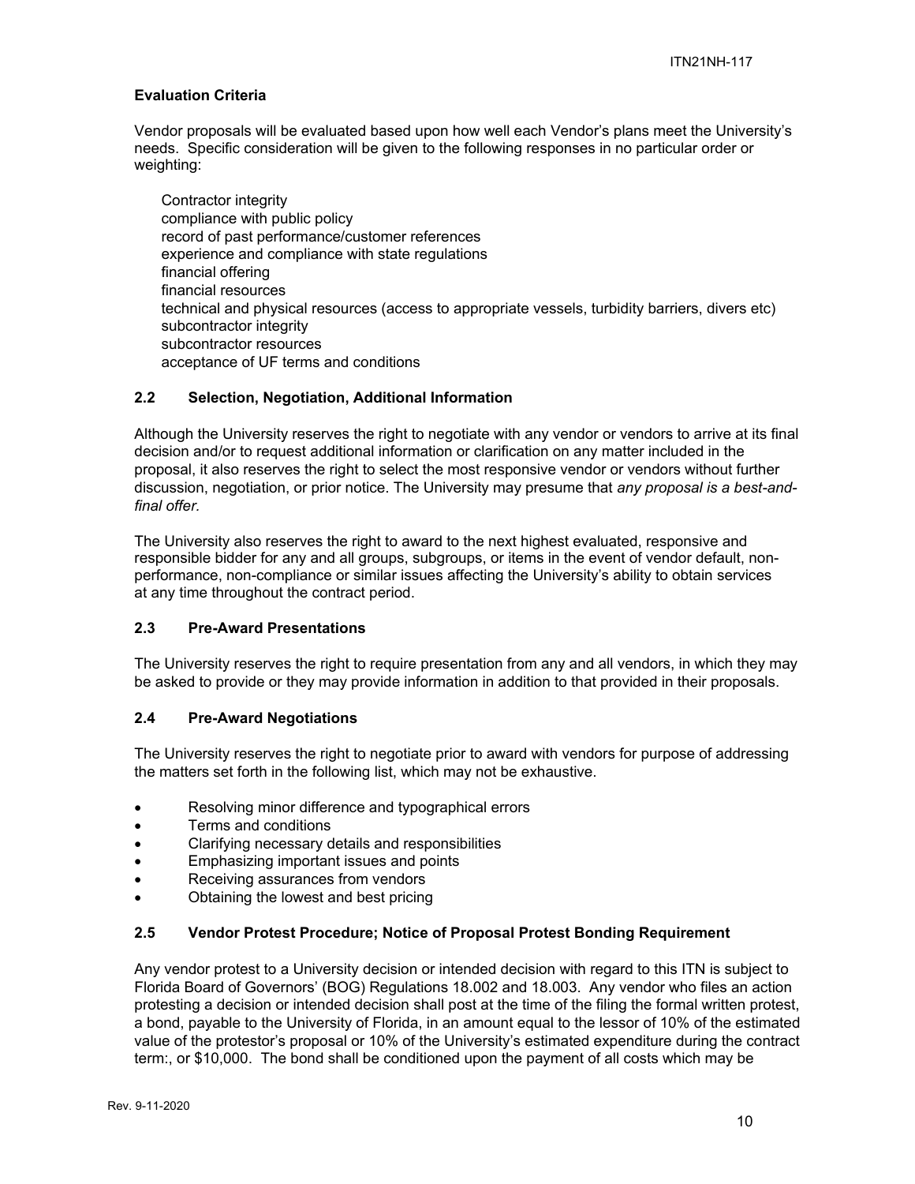**Evaluation Criteria**

Vendor proposals will be evaluated based upon how well each Vendor's plans meet the University's needs. Specific consideration will be given to the following responses in no particular order or weighting:

Contractor integrity
compliance with public policy
record of past performance/customer references
experience and compliance with state regulations
financial offering
financial resources
technical and physical resources (access to appropriate vessels, turbidity barriers, divers etc)
subcontractor integrity
subcontractor resources
acceptance of UF terms and conditions

### 2.2 Selection, Negotiation, Additional Information

Although the University reserves the right to negotiate with any vendor or vendors to arrive at its final decision and/or to request additional information or clarification on any matter included in the proposal, it also reserves the right to select the most responsive vendor or vendors without further discussion, negotiation, or prior notice. The University may presume that *any proposal is a best-and-final offer.*

The University also reserves the right to award to the next highest evaluated, responsive and responsible bidder for any and all groups, subgroups, or items in the event of vendor default, non-performance, non-compliance or similar issues affecting the University's ability to obtain services at any time throughout the contract period.

### 2.3 Pre-Award Presentations

The University reserves the right to require presentation from any and all vendors, in which they may be asked to provide or they may provide information in addition to that provided in their proposals.

### 2.4 Pre-Award Negotiations

The University reserves the right to negotiate prior to award with vendors for purpose of addressing the matters set forth in the following list, which may not be exhaustive.

- Resolving minor difference and typographical errors
- Terms and conditions
- Clarifying necessary details and responsibilities
- Emphasizing important issues and points
- Receiving assurances from vendors
- Obtaining the lowest and best pricing

### 2.5 Vendor Protest Procedure; Notice of Proposal Protest Bonding Requirement

Any vendor protest to a University decision or intended decision with regard to this ITN is subject to Florida Board of Governors' (BOG) Regulations 18.002 and 18.003. Any vendor who files an action protesting a decision or intended decision shall post at the time of the filing the formal written protest, a bond, payable to the University of Florida, in an amount equal to the lessor of 10% of the estimated value of the protestor's proposal or 10% of the University's estimated expenditure during the contract term:, or $10,000. The bond shall be conditioned upon the payment of all costs which may be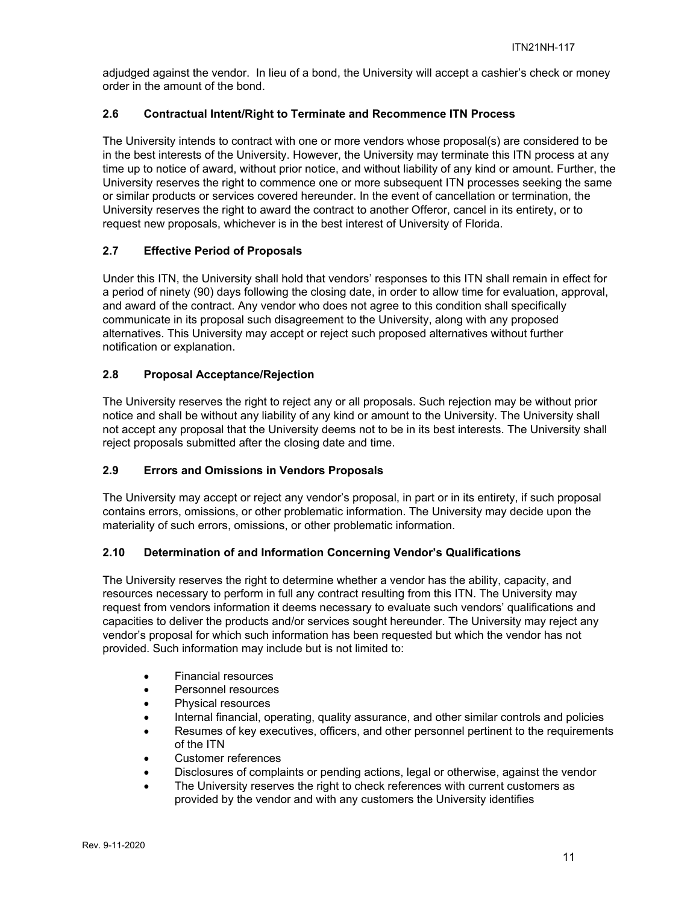adjudged against the vendor. In lieu of a bond, the University will accept a cashier's check or money order in the amount of the bond.

### 2.6 Contractual Intent/Right to Terminate and Recommence ITN Process

The University intends to contract with one or more vendors whose proposal(s) are considered to be in the best interests of the University. However, the University may terminate this ITN process at any time up to notice of award, without prior notice, and without liability of any kind or amount. Further, the University reserves the right to commence one or more subsequent ITN processes seeking the same or similar products or services covered hereunder. In the event of cancellation or termination, the University reserves the right to award the contract to another Offeror, cancel in its entirety, or to request new proposals, whichever is in the best interest of University of Florida.

### 2.7 Effective Period of Proposals

Under this ITN, the University shall hold that vendors' responses to this ITN shall remain in effect for a period of ninety (90) days following the closing date, in order to allow time for evaluation, approval, and award of the contract. Any vendor who does not agree to this condition shall specifically communicate in its proposal such disagreement to the University, along with any proposed alternatives. This University may accept or reject such proposed alternatives without further notification or explanation.

### 2.8 Proposal Acceptance/Rejection

The University reserves the right to reject any or all proposals. Such rejection may be without prior notice and shall be without any liability of any kind or amount to the University. The University shall not accept any proposal that the University deems not to be in its best interests. The University shall reject proposals submitted after the closing date and time.

### 2.9 Errors and Omissions in Vendors Proposals

The University may accept or reject any vendor's proposal, in part or in its entirety, if such proposal contains errors, omissions, or other problematic information. The University may decide upon the materiality of such errors, omissions, or other problematic information.

### 2.10 Determination of and Information Concerning Vendor's Qualifications

The University reserves the right to determine whether a vendor has the ability, capacity, and resources necessary to perform in full any contract resulting from this ITN. The University may request from vendors information it deems necessary to evaluate such vendors' qualifications and capacities to deliver the products and/or services sought hereunder. The University may reject any vendor's proposal for which such information has been requested but which the vendor has not provided. Such information may include but is not limited to:

- Financial resources
- Personnel resources
- Physical resources
- Internal financial, operating, quality assurance, and other similar controls and policies
- Resumes of key executives, officers, and other personnel pertinent to the requirements of the ITN
- Customer references
- Disclosures of complaints or pending actions, legal or otherwise, against the vendor
- The University reserves the right to check references with current customers as provided by the vendor and with any customers the University identifies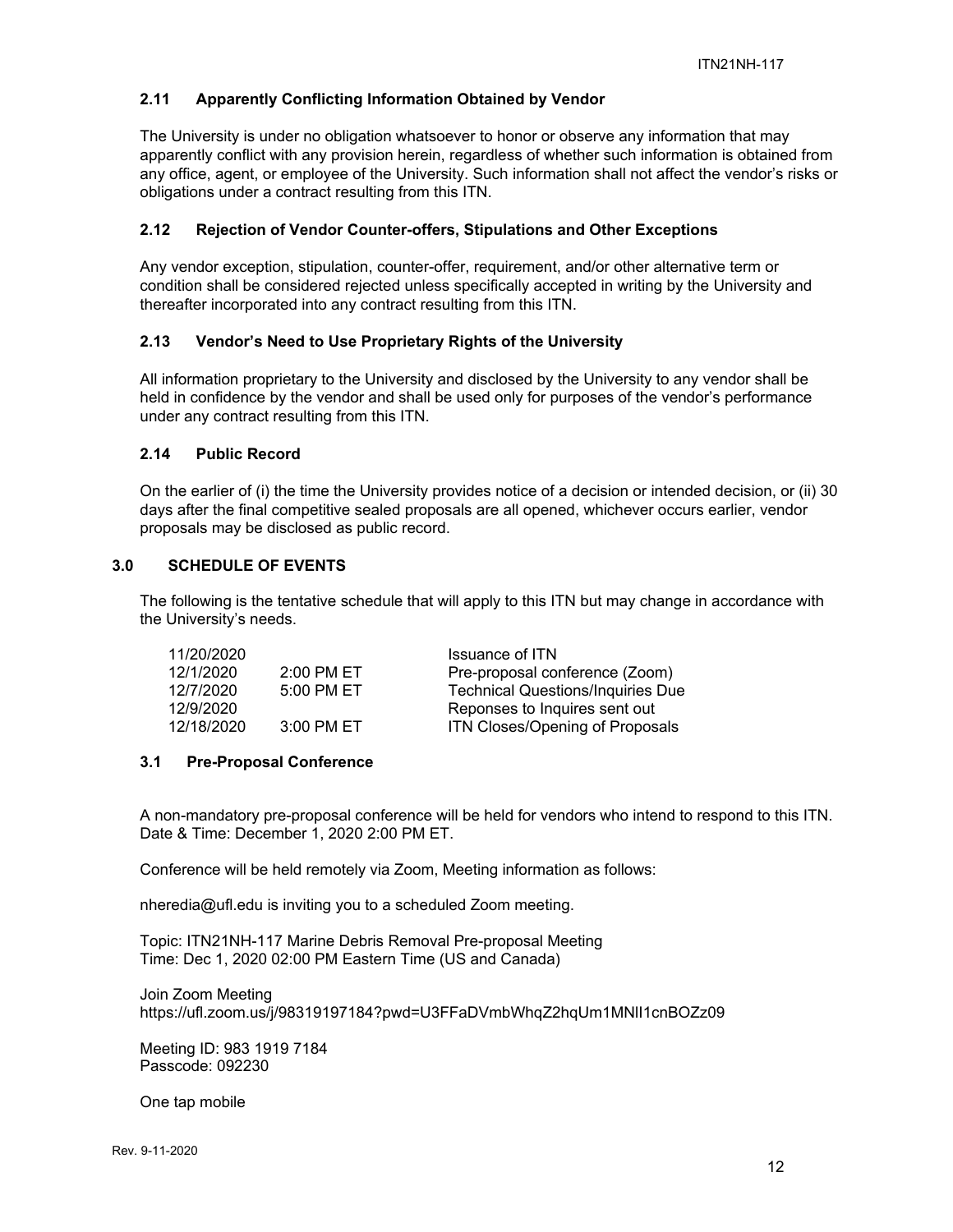### 2.11 Apparently Conflicting Information Obtained by Vendor

The University is under no obligation whatsoever to honor or observe any information that may apparently conflict with any provision herein, regardless of whether such information is obtained from any office, agent, or employee of the University. Such information shall not affect the vendor's risks or obligations under a contract resulting from this ITN.

### 2.12 Rejection of Vendor Counter-offers, Stipulations and Other Exceptions

Any vendor exception, stipulation, counter-offer, requirement, and/or other alternative term or condition shall be considered rejected unless specifically accepted in writing by the University and thereafter incorporated into any contract resulting from this ITN.

### 2.13 Vendor's Need to Use Proprietary Rights of the University

All information proprietary to the University and disclosed by the University to any vendor shall be held in confidence by the vendor and shall be used only for purposes of the vendor's performance under any contract resulting from this ITN.

### 2.14 Public Record

On the earlier of (i) the time the University provides notice of a decision or intended decision, or (ii) 30 days after the final competitive sealed proposals are all opened, whichever occurs earlier, vendor proposals may be disclosed as public record.

## 3.0 SCHEDULE OF EVENTS

The following is the tentative schedule that will apply to this ITN but may change in accordance with the University's needs.

| | | |
|---|---|---|
| 11/20/2020 | | Issuance of ITN |
| 12/1/2020 | 2:00 PM ET | Pre-proposal conference (Zoom) |
| 12/7/2020 | 5:00 PM ET | Technical Questions/Inquiries Due |
| 12/9/2020 | | Reponses to Inquires sent out |
| 12/18/2020 | 3:00 PM ET | ITN Closes/Opening of Proposals |

### 3.1 Pre-Proposal Conference

A non-mandatory pre-proposal conference will be held for vendors who intend to respond to this ITN. Date & Time: December 1, 2020 2:00 PM ET.

Conference will be held remotely via Zoom, Meeting information as follows:

nheredia@ufl.edu is inviting you to a scheduled Zoom meeting.

Topic: ITN21NH-117 Marine Debris Removal Pre-proposal Meeting
Time: Dec 1, 2020 02:00 PM Eastern Time (US and Canada)

Join Zoom Meeting
https://ufl.zoom.us/j/98319197184?pwd=U3FFaDVmbWhqZ2hqUm1MNlI1cnBOZz09

Meeting ID: 983 1919 7184
Passcode: 092230

One tap mobile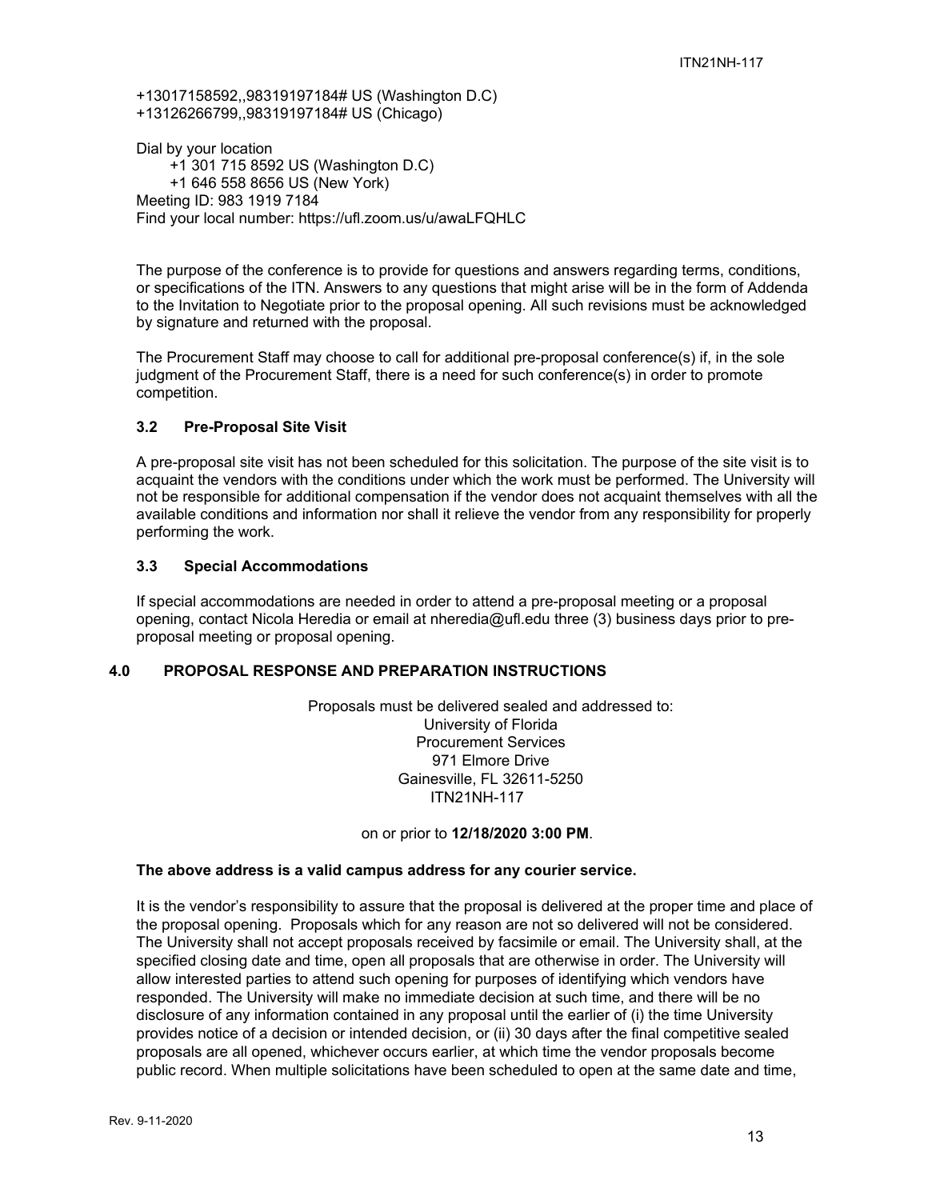+13017158592,,98319197184# US (Washington D.C)
+13126266799,,98319197184# US (Chicago)

Dial by your location
+1 301 715 8592 US (Washington D.C)
+1 646 558 8656 US (New York)
Meeting ID: 983 1919 7184
Find your local number: https://ufl.zoom.us/u/awaLFQHLC

The purpose of the conference is to provide for questions and answers regarding terms, conditions, or specifications of the ITN. Answers to any questions that might arise will be in the form of Addenda to the Invitation to Negotiate prior to the proposal opening. All such revisions must be acknowledged by signature and returned with the proposal.

The Procurement Staff may choose to call for additional pre-proposal conference(s) if, in the sole judgment of the Procurement Staff, there is a need for such conference(s) in order to promote competition.

### 3.2 Pre-Proposal Site Visit

A pre-proposal site visit has not been scheduled for this solicitation. The purpose of the site visit is to acquaint the vendors with the conditions under which the work must be performed. The University will not be responsible for additional compensation if the vendor does not acquaint themselves with all the available conditions and information nor shall it relieve the vendor from any responsibility for properly performing the work.

### 3.3 Special Accommodations

If special accommodations are needed in order to attend a pre-proposal meeting or a proposal opening, contact Nicola Heredia or email at nheredia@ufl.edu three (3) business days prior to pre-proposal meeting or proposal opening.

## 4.0 PROPOSAL RESPONSE AND PREPARATION INSTRUCTIONS

Proposals must be delivered sealed and addressed to:
University of Florida
Procurement Services
971 Elmore Drive
Gainesville, FL 32611-5250
ITN21NH-117

on or prior to **12/18/2020 3:00 PM**.

**The above address is a valid campus address for any courier service.**

It is the vendor's responsibility to assure that the proposal is delivered at the proper time and place of the proposal opening. Proposals which for any reason are not so delivered will not be considered. The University shall not accept proposals received by facsimile or email. The University shall, at the specified closing date and time, open all proposals that are otherwise in order. The University will allow interested parties to attend such opening for purposes of identifying which vendors have responded. The University will make no immediate decision at such time, and there will be no disclosure of any information contained in any proposal until the earlier of (i) the time University provides notice of a decision or intended decision, or (ii) 30 days after the final competitive sealed proposals are all opened, whichever occurs earlier, at which time the vendor proposals become public record. When multiple solicitations have been scheduled to open at the same date and time,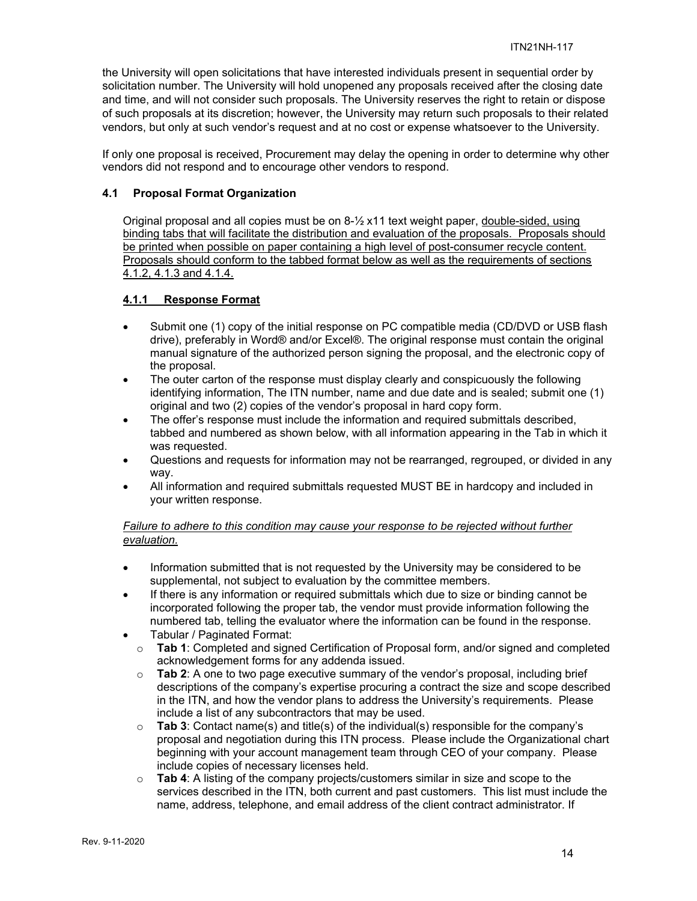the University will open solicitations that have interested individuals present in sequential order by solicitation number. The University will hold unopened any proposals received after the closing date and time, and will not consider such proposals. The University reserves the right to retain or dispose of such proposals at its discretion; however, the University may return such proposals to their related vendors, but only at such vendor's request and at no cost or expense whatsoever to the University.

If only one proposal is received, Procurement may delay the opening in order to determine why other vendors did not respond and to encourage other vendors to respond.

### 4.1 Proposal Format Organization

Original proposal and all copies must be on 8-½ x11 text weight paper, <u>double-sided, using binding tabs that will facilitate the distribution and evaluation of the proposals. Proposals should be printed when possible on paper containing a high level of post-consumer recycle content. Proposals should conform to the tabbed format below as well as the requirements of sections 4.1.2, 4.1.3 and 4.1.4.</u>

#### 4.1.1 Response Format

- Submit one (1) copy of the initial response on PC compatible media (CD/DVD or USB flash drive), preferably in Word® and/or Excel®. The original response must contain the original manual signature of the authorized person signing the proposal, and the electronic copy of the proposal.
- The outer carton of the response must display clearly and conspicuously the following identifying information, The ITN number, name and due date and is sealed; submit one (1) original and two (2) copies of the vendor's proposal in hard copy form.
- The offer's response must include the information and required submittals described, tabbed and numbered as shown below, with all information appearing in the Tab in which it was requested.
- Questions and requests for information may not be rearranged, regrouped, or divided in any way.
- All information and required submittals requested MUST BE in hardcopy and included in your written response.

*<u>Failure to adhere to this condition may cause your response to be rejected without further evaluation.</u>*

- Information submitted that is not requested by the University may be considered to be supplemental, not subject to evaluation by the committee members.
- If there is any information or required submittals which due to size or binding cannot be incorporated following the proper tab, the vendor must provide information following the numbered tab, telling the evaluator where the information can be found in the response.
- Tabular / Paginated Format:
  - **Tab 1**: Completed and signed Certification of Proposal form, and/or signed and completed acknowledgement forms for any addenda issued.
  - **Tab 2**: A one to two page executive summary of the vendor's proposal, including brief descriptions of the company's expertise procuring a contract the size and scope described in the ITN, and how the vendor plans to address the University's requirements. Please include a list of any subcontractors that may be used.
  - **Tab 3**: Contact name(s) and title(s) of the individual(s) responsible for the company's proposal and negotiation during this ITN process. Please include the Organizational chart beginning with your account management team through CEO of your company. Please include copies of necessary licenses held.
  - **Tab 4**: A listing of the company projects/customers similar in size and scope to the services described in the ITN, both current and past customers. This list must include the name, address, telephone, and email address of the client contract administrator. If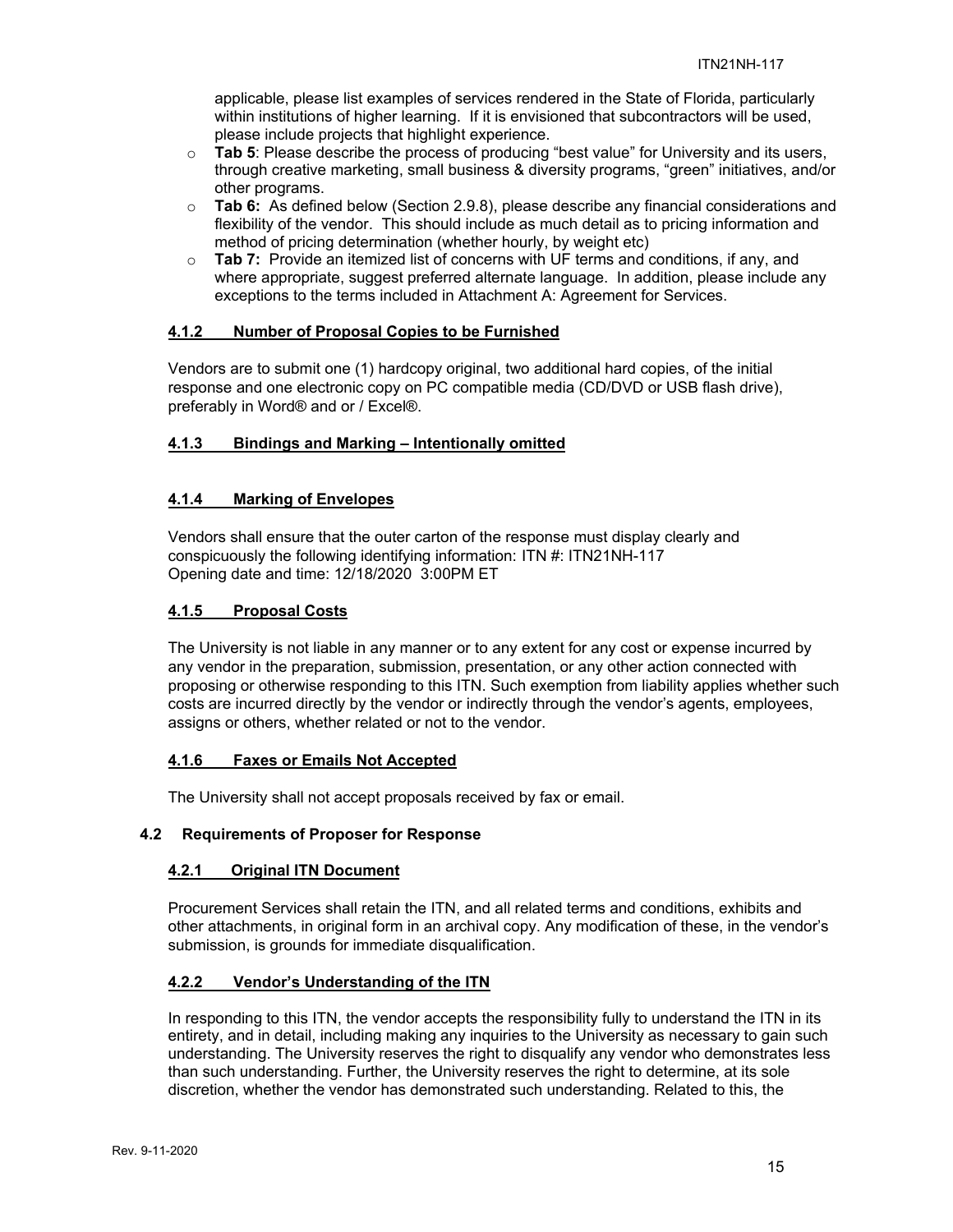applicable, please list examples of services rendered in the State of Florida, particularly within institutions of higher learning. If it is envisioned that subcontractors will be used, please include projects that highlight experience.

- **Tab 5**: Please describe the process of producing "best value" for University and its users, through creative marketing, small business & diversity programs, "green" initiatives, and/or other programs.
- **Tab 6:** As defined below (Section 2.9.8), please describe any financial considerations and flexibility of the vendor. This should include as much detail as to pricing information and method of pricing determination (whether hourly, by weight etc)
- **Tab 7:** Provide an itemized list of concerns with UF terms and conditions, if any, and where appropriate, suggest preferred alternate language. In addition, please include any exceptions to the terms included in Attachment A: Agreement for Services.

#### 4.1.2 Number of Proposal Copies to be Furnished

Vendors are to submit one (1) hardcopy original, two additional hard copies, of the initial response and one electronic copy on PC compatible media (CD/DVD or USB flash drive), preferably in Word® and or / Excel®.

#### 4.1.3 Bindings and Marking – Intentionally omitted

#### 4.1.4 Marking of Envelopes

Vendors shall ensure that the outer carton of the response must display clearly and conspicuously the following identifying information: ITN #: ITN21NH-117
Opening date and time: 12/18/2020 3:00PM ET

#### 4.1.5 Proposal Costs

The University is not liable in any manner or to any extent for any cost or expense incurred by any vendor in the preparation, submission, presentation, or any other action connected with proposing or otherwise responding to this ITN. Such exemption from liability applies whether such costs are incurred directly by the vendor or indirectly through the vendor's agents, employees, assigns or others, whether related or not to the vendor.

#### 4.1.6 Faxes or Emails Not Accepted

The University shall not accept proposals received by fax or email.

### 4.2 Requirements of Proposer for Response

#### 4.2.1 Original ITN Document

Procurement Services shall retain the ITN, and all related terms and conditions, exhibits and other attachments, in original form in an archival copy. Any modification of these, in the vendor's submission, is grounds for immediate disqualification.

#### 4.2.2 Vendor's Understanding of the ITN

In responding to this ITN, the vendor accepts the responsibility fully to understand the ITN in its entirety, and in detail, including making any inquiries to the University as necessary to gain such understanding. The University reserves the right to disqualify any vendor who demonstrates less than such understanding. Further, the University reserves the right to determine, at its sole discretion, whether the vendor has demonstrated such understanding. Related to this, the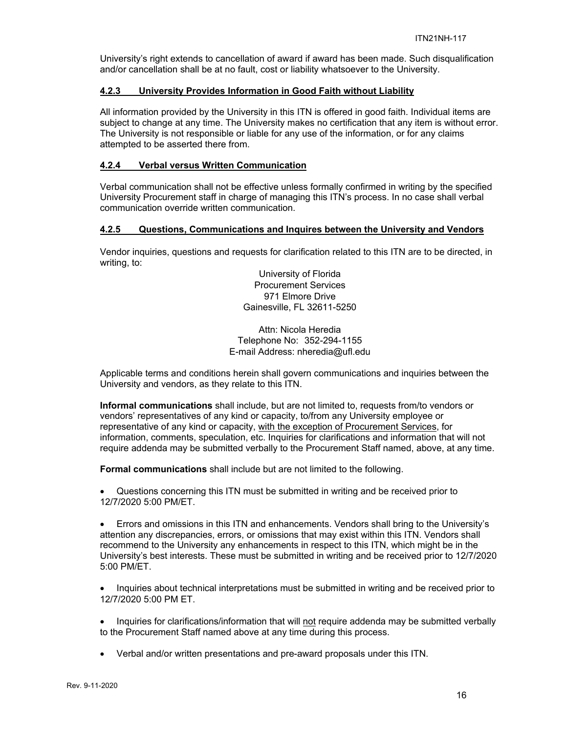University's right extends to cancellation of award if award has been made. Such disqualification and/or cancellation shall be at no fault, cost or liability whatsoever to the University.

#### 4.2.3 University Provides Information in Good Faith without Liability

All information provided by the University in this ITN is offered in good faith. Individual items are subject to change at any time. The University makes no certification that any item is without error. The University is not responsible or liable for any use of the information, or for any claims attempted to be asserted there from.

#### 4.2.4 Verbal versus Written Communication

Verbal communication shall not be effective unless formally confirmed in writing by the specified University Procurement staff in charge of managing this ITN's process. In no case shall verbal communication override written communication.

#### 4.2.5 Questions, Communications and Inquires between the University and Vendors

Vendor inquiries, questions and requests for clarification related to this ITN are to be directed, in writing, to:

University of Florida
Procurement Services
971 Elmore Drive
Gainesville, FL 32611-5250

Attn: Nicola Heredia
Telephone No: 352-294-1155
E-mail Address: nheredia@ufl.edu

Applicable terms and conditions herein shall govern communications and inquiries between the University and vendors, as they relate to this ITN.

**Informal communications** shall include, but are not limited to, requests from/to vendors or vendors' representatives of any kind or capacity, to/from any University employee or representative of any kind or capacity, with the exception of Procurement Services, for information, comments, speculation, etc. Inquiries for clarifications and information that will not require addenda may be submitted verbally to the Procurement Staff named, above, at any time.

**Formal communications** shall include but are not limited to the following.

- Questions concerning this ITN must be submitted in writing and be received prior to 12/7/2020 5:00 PM/ET.
- Errors and omissions in this ITN and enhancements. Vendors shall bring to the University's attention any discrepancies, errors, or omissions that may exist within this ITN. Vendors shall recommend to the University any enhancements in respect to this ITN, which might be in the University's best interests. These must be submitted in writing and be received prior to 12/7/2020 5:00 PM/ET.
- Inquiries about technical interpretations must be submitted in writing and be received prior to 12/7/2020 5:00 PM ET.
- Inquiries for clarifications/information that will not require addenda may be submitted verbally to the Procurement Staff named above at any time during this process.
- Verbal and/or written presentations and pre-award proposals under this ITN.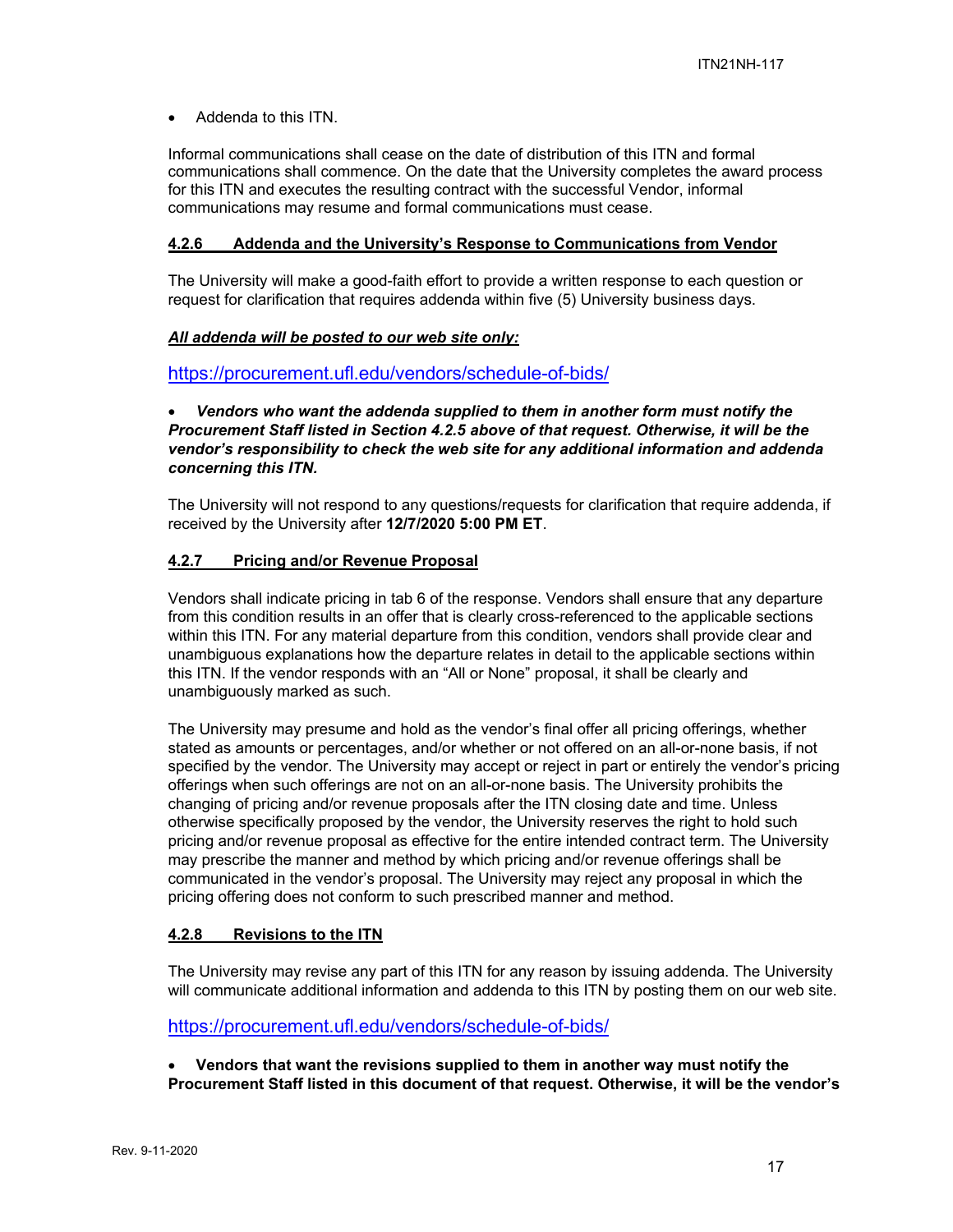- Addenda to this ITN.

Informal communications shall cease on the date of distribution of this ITN and formal communications shall commence. On the date that the University completes the award process for this ITN and executes the resulting contract with the successful Vendor, informal communications may resume and formal communications must cease.

#### 4.2.6 Addenda and the University's Response to Communications from Vendor

The University will make a good-faith effort to provide a written response to each question or request for clarification that requires addenda within five (5) University business days.

***All addenda will be posted to our web site only:***

https://procurement.ufl.edu/vendors/schedule-of-bids/

- ***Vendors who want the addenda supplied to them in another form must notify the Procurement Staff listed in Section 4.2.5 above of that request. Otherwise, it will be the vendor's responsibility to check the web site for any additional information and addenda concerning this ITN.***

The University will not respond to any questions/requests for clarification that require addenda, if received by the University after **12/7/2020 5:00 PM ET**.

#### 4.2.7 Pricing and/or Revenue Proposal

Vendors shall indicate pricing in tab 6 of the response. Vendors shall ensure that any departure from this condition results in an offer that is clearly cross-referenced to the applicable sections within this ITN. For any material departure from this condition, vendors shall provide clear and unambiguous explanations how the departure relates in detail to the applicable sections within this ITN. If the vendor responds with an "All or None" proposal, it shall be clearly and unambiguously marked as such.

The University may presume and hold as the vendor's final offer all pricing offerings, whether stated as amounts or percentages, and/or whether or not offered on an all-or-none basis, if not specified by the vendor. The University may accept or reject in part or entirely the vendor's pricing offerings when such offerings are not on an all-or-none basis. The University prohibits the changing of pricing and/or revenue proposals after the ITN closing date and time. Unless otherwise specifically proposed by the vendor, the University reserves the right to hold such pricing and/or revenue proposal as effective for the entire intended contract term. The University may prescribe the manner and method by which pricing and/or revenue offerings shall be communicated in the vendor's proposal. The University may reject any proposal in which the pricing offering does not conform to such prescribed manner and method.

#### 4.2.8 Revisions to the ITN

The University may revise any part of this ITN for any reason by issuing addenda. The University will communicate additional information and addenda to this ITN by posting them on our web site.

https://procurement.ufl.edu/vendors/schedule-of-bids/

- **Vendors that want the revisions supplied to them in another way must notify the Procurement Staff listed in this document of that request. Otherwise, it will be the vendor's**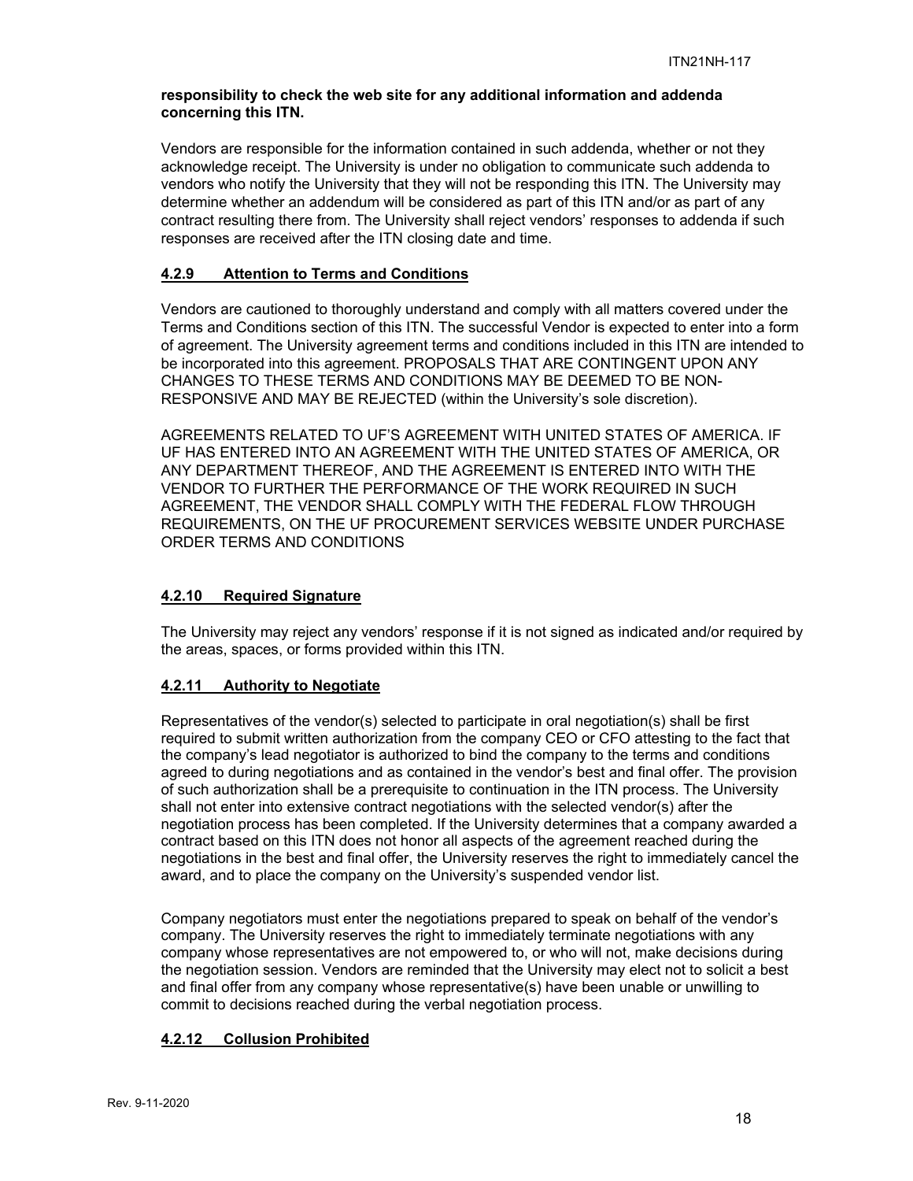**responsibility to check the web site for any additional information and addenda concerning this ITN.**

Vendors are responsible for the information contained in such addenda, whether or not they acknowledge receipt. The University is under no obligation to communicate such addenda to vendors who notify the University that they will not be responding this ITN. The University may determine whether an addendum will be considered as part of this ITN and/or as part of any contract resulting there from. The University shall reject vendors' responses to addenda if such responses are received after the ITN closing date and time.

#### 4.2.9 Attention to Terms and Conditions

Vendors are cautioned to thoroughly understand and comply with all matters covered under the Terms and Conditions section of this ITN. The successful Vendor is expected to enter into a form of agreement. The University agreement terms and conditions included in this ITN are intended to be incorporated into this agreement. PROPOSALS THAT ARE CONTINGENT UPON ANY CHANGES TO THESE TERMS AND CONDITIONS MAY BE DEEMED TO BE NON-RESPONSIVE AND MAY BE REJECTED (within the University's sole discretion).

AGREEMENTS RELATED TO UF'S AGREEMENT WITH UNITED STATES OF AMERICA. IF UF HAS ENTERED INTO AN AGREEMENT WITH THE UNITED STATES OF AMERICA, OR ANY DEPARTMENT THEREOF, AND THE AGREEMENT IS ENTERED INTO WITH THE VENDOR TO FURTHER THE PERFORMANCE OF THE WORK REQUIRED IN SUCH AGREEMENT, THE VENDOR SHALL COMPLY WITH THE FEDERAL FLOW THROUGH REQUIREMENTS, ON THE UF PROCUREMENT SERVICES WEBSITE UNDER PURCHASE ORDER TERMS AND CONDITIONS

#### 4.2.10 Required Signature

The University may reject any vendors' response if it is not signed as indicated and/or required by the areas, spaces, or forms provided within this ITN.

#### 4.2.11 Authority to Negotiate

Representatives of the vendor(s) selected to participate in oral negotiation(s) shall be first required to submit written authorization from the company CEO or CFO attesting to the fact that the company's lead negotiator is authorized to bind the company to the terms and conditions agreed to during negotiations and as contained in the vendor's best and final offer. The provision of such authorization shall be a prerequisite to continuation in the ITN process. The University shall not enter into extensive contract negotiations with the selected vendor(s) after the negotiation process has been completed. If the University determines that a company awarded a contract based on this ITN does not honor all aspects of the agreement reached during the negotiations in the best and final offer, the University reserves the right to immediately cancel the award, and to place the company on the University's suspended vendor list.

Company negotiators must enter the negotiations prepared to speak on behalf of the vendor's company. The University reserves the right to immediately terminate negotiations with any company whose representatives are not empowered to, or who will not, make decisions during the negotiation session. Vendors are reminded that the University may elect not to solicit a best and final offer from any company whose representative(s) have been unable or unwilling to commit to decisions reached during the verbal negotiation process.

#### 4.2.12 Collusion Prohibited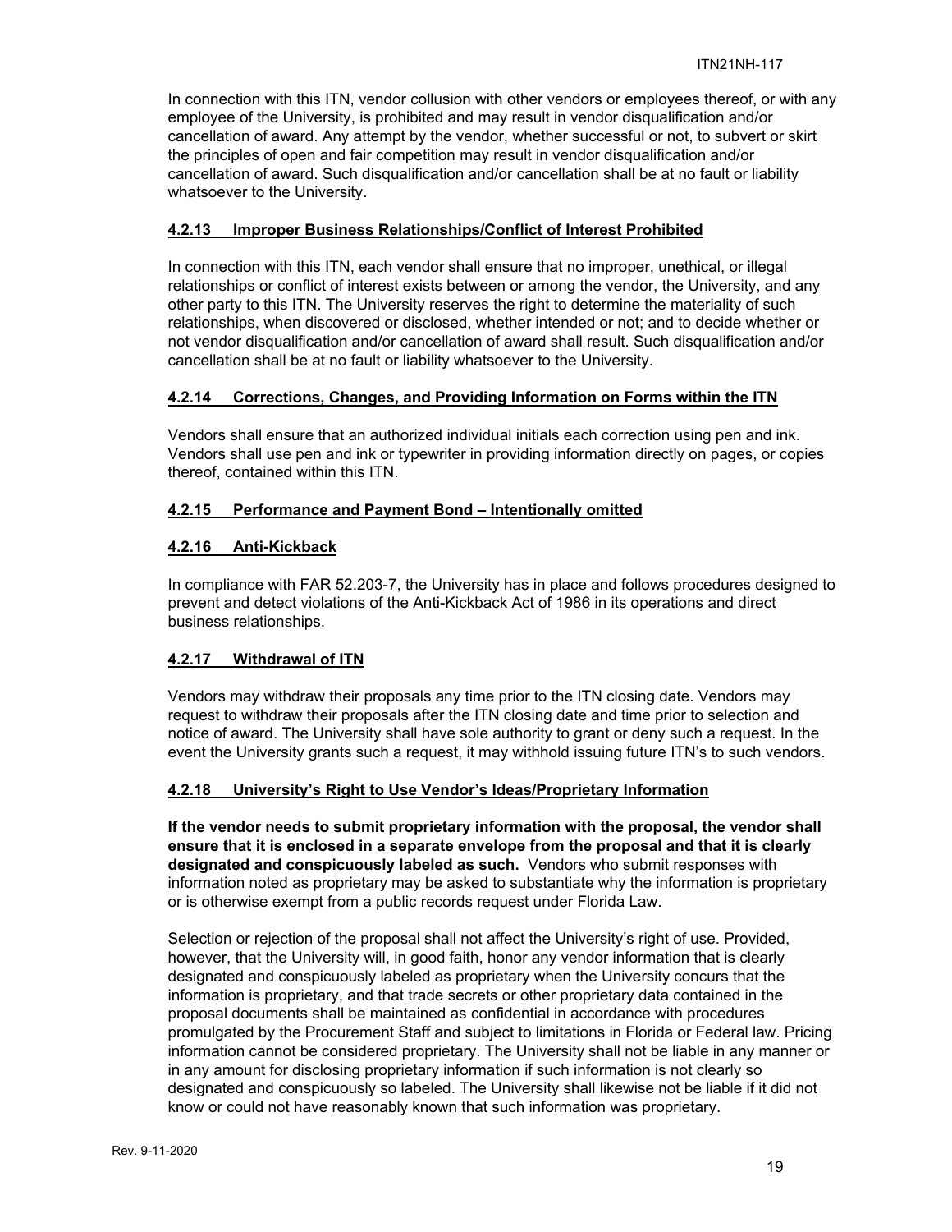In connection with this ITN, vendor collusion with other vendors or employees thereof, or with any employee of the University, is prohibited and may result in vendor disqualification and/or cancellation of award. Any attempt by the vendor, whether successful or not, to subvert or skirt the principles of open and fair competition may result in vendor disqualification and/or cancellation of award. Such disqualification and/or cancellation shall be at no fault or liability whatsoever to the University.

### 4.2.13 Improper Business Relationships/Conflict of Interest Prohibited

In connection with this ITN, each vendor shall ensure that no improper, unethical, or illegal relationships or conflict of interest exists between or among the vendor, the University, and any other party to this ITN. The University reserves the right to determine the materiality of such relationships, when discovered or disclosed, whether intended or not; and to decide whether or not vendor disqualification and/or cancellation of award shall result. Such disqualification and/or cancellation shall be at no fault or liability whatsoever to the University.

### 4.2.14 Corrections, Changes, and Providing Information on Forms within the ITN

Vendors shall ensure that an authorized individual initials each correction using pen and ink. Vendors shall use pen and ink or typewriter in providing information directly on pages, or copies thereof, contained within this ITN.

### 4.2.15 Performance and Payment Bond – Intentionally omitted

### 4.2.16 Anti-Kickback

In compliance with FAR 52.203-7, the University has in place and follows procedures designed to prevent and detect violations of the Anti-Kickback Act of 1986 in its operations and direct business relationships.

### 4.2.17 Withdrawal of ITN

Vendors may withdraw their proposals any time prior to the ITN closing date. Vendors may request to withdraw their proposals after the ITN closing date and time prior to selection and notice of award. The University shall have sole authority to grant or deny such a request. In the event the University grants such a request, it may withhold issuing future ITN's to such vendors.

### 4.2.18 University's Right to Use Vendor's Ideas/Proprietary Information

**If the vendor needs to submit proprietary information with the proposal, the vendor shall ensure that it is enclosed in a separate envelope from the proposal and that it is clearly designated and conspicuously labeled as such.** Vendors who submit responses with information noted as proprietary may be asked to substantiate why the information is proprietary or is otherwise exempt from a public records request under Florida Law.

Selection or rejection of the proposal shall not affect the University's right of use. Provided, however, that the University will, in good faith, honor any vendor information that is clearly designated and conspicuously labeled as proprietary when the University concurs that the information is proprietary, and that trade secrets or other proprietary data contained in the proposal documents shall be maintained as confidential in accordance with procedures promulgated by the Procurement Staff and subject to limitations in Florida or Federal law. Pricing information cannot be considered proprietary. The University shall not be liable in any manner or in any amount for disclosing proprietary information if such information is not clearly so designated and conspicuously so labeled. The University shall likewise not be liable if it did not know or could not have reasonably known that such information was proprietary.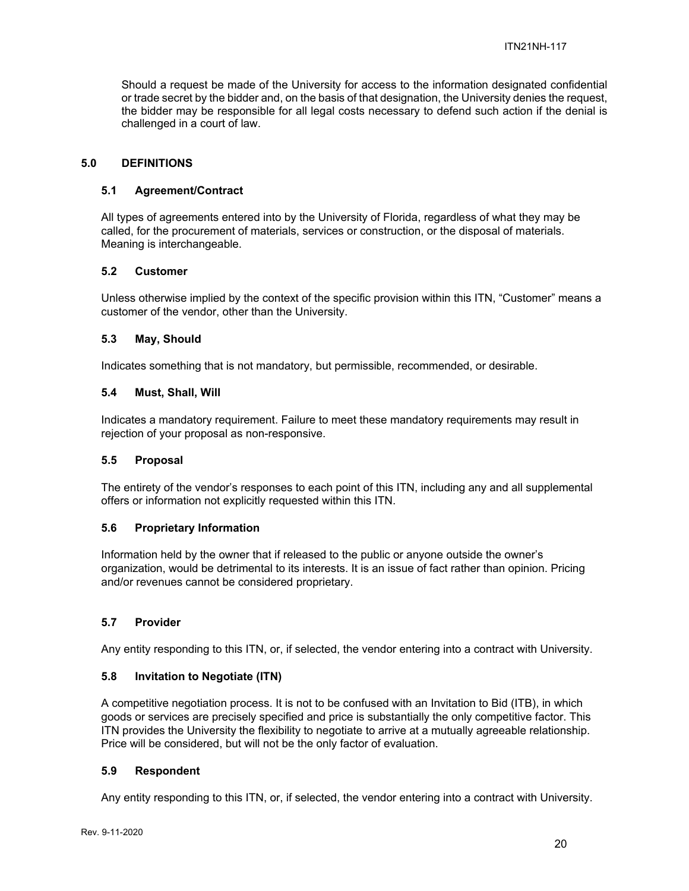Should a request be made of the University for access to the information designated confidential or trade secret by the bidder and, on the basis of that designation, the University denies the request, the bidder may be responsible for all legal costs necessary to defend such action if the denial is challenged in a court of law.

## 5.0 DEFINITIONS

### 5.1 Agreement/Contract

All types of agreements entered into by the University of Florida, regardless of what they may be called, for the procurement of materials, services or construction, or the disposal of materials. Meaning is interchangeable.

### 5.2 Customer

Unless otherwise implied by the context of the specific provision within this ITN, "Customer" means a customer of the vendor, other than the University.

### 5.3 May, Should

Indicates something that is not mandatory, but permissible, recommended, or desirable.

### 5.4 Must, Shall, Will

Indicates a mandatory requirement. Failure to meet these mandatory requirements may result in rejection of your proposal as non-responsive.

### 5.5 Proposal

The entirety of the vendor's responses to each point of this ITN, including any and all supplemental offers or information not explicitly requested within this ITN.

### 5.6 Proprietary Information

Information held by the owner that if released to the public or anyone outside the owner's organization, would be detrimental to its interests. It is an issue of fact rather than opinion. Pricing and/or revenues cannot be considered proprietary.

### 5.7 Provider

Any entity responding to this ITN, or, if selected, the vendor entering into a contract with University.

### 5.8 Invitation to Negotiate (ITN)

A competitive negotiation process. It is not to be confused with an Invitation to Bid (ITB), in which goods or services are precisely specified and price is substantially the only competitive factor. This ITN provides the University the flexibility to negotiate to arrive at a mutually agreeable relationship. Price will be considered, but will not be the only factor of evaluation.

### 5.9 Respondent

Any entity responding to this ITN, or, if selected, the vendor entering into a contract with University.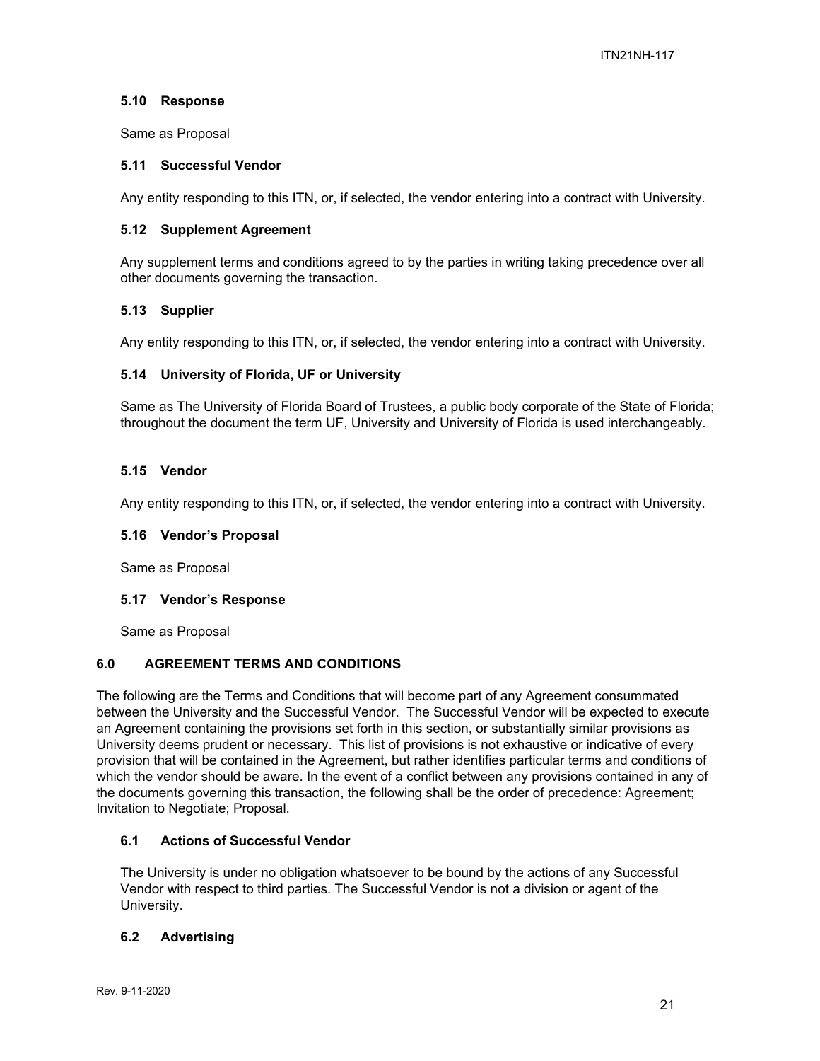### 5.10 Response

Same as Proposal

### 5.11 Successful Vendor

Any entity responding to this ITN, or, if selected, the vendor entering into a contract with University.

### 5.12 Supplement Agreement

Any supplement terms and conditions agreed to by the parties in writing taking precedence over all other documents governing the transaction.

### 5.13 Supplier

Any entity responding to this ITN, or, if selected, the vendor entering into a contract with University.

### 5.14 University of Florida, UF or University

Same as The University of Florida Board of Trustees, a public body corporate of the State of Florida; throughout the document the term UF, University and University of Florida is used interchangeably.

### 5.15 Vendor

Any entity responding to this ITN, or, if selected, the vendor entering into a contract with University.

### 5.16 Vendor's Proposal

Same as Proposal

### 5.17 Vendor's Response

Same as Proposal

## 6.0 AGREEMENT TERMS AND CONDITIONS

The following are the Terms and Conditions that will become part of any Agreement consummated between the University and the Successful Vendor. The Successful Vendor will be expected to execute an Agreement containing the provisions set forth in this section, or substantially similar provisions as University deems prudent or necessary. This list of provisions is not exhaustive or indicative of every provision that will be contained in the Agreement, but rather identifies particular terms and conditions of which the vendor should be aware. In the event of a conflict between any provisions contained in any of the documents governing this transaction, the following shall be the order of precedence: Agreement; Invitation to Negotiate; Proposal.

### 6.1 Actions of Successful Vendor

The University is under no obligation whatsoever to be bound by the actions of any Successful Vendor with respect to third parties. The Successful Vendor is not a division or agent of the University.

### 6.2 Advertising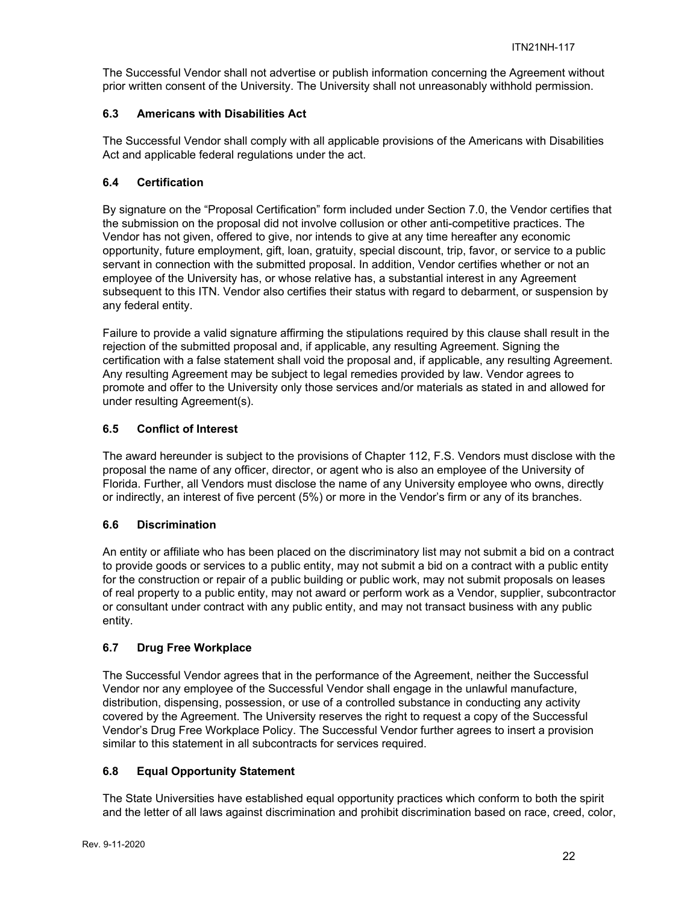The Successful Vendor shall not advertise or publish information concerning the Agreement without prior written consent of the University. The University shall not unreasonably withhold permission.

### 6.3 Americans with Disabilities Act

The Successful Vendor shall comply with all applicable provisions of the Americans with Disabilities Act and applicable federal regulations under the act.

### 6.4 Certification

By signature on the “Proposal Certification” form included under Section 7.0, the Vendor certifies that the submission on the proposal did not involve collusion or other anti-competitive practices. The Vendor has not given, offered to give, nor intends to give at any time hereafter any economic opportunity, future employment, gift, loan, gratuity, special discount, trip, favor, or service to a public servant in connection with the submitted proposal. In addition, Vendor certifies whether or not an employee of the University has, or whose relative has, a substantial interest in any Agreement subsequent to this ITN. Vendor also certifies their status with regard to debarment, or suspension by any federal entity.

Failure to provide a valid signature affirming the stipulations required by this clause shall result in the rejection of the submitted proposal and, if applicable, any resulting Agreement. Signing the certification with a false statement shall void the proposal and, if applicable, any resulting Agreement. Any resulting Agreement may be subject to legal remedies provided by law. Vendor agrees to promote and offer to the University only those services and/or materials as stated in and allowed for under resulting Agreement(s).

### 6.5 Conflict of Interest

The award hereunder is subject to the provisions of Chapter 112, F.S. Vendors must disclose with the proposal the name of any officer, director, or agent who is also an employee of the University of Florida. Further, all Vendors must disclose the name of any University employee who owns, directly or indirectly, an interest of five percent (5%) or more in the Vendor’s firm or any of its branches.

### 6.6 Discrimination

An entity or affiliate who has been placed on the discriminatory list may not submit a bid on a contract to provide goods or services to a public entity, may not submit a bid on a contract with a public entity for the construction or repair of a public building or public work, may not submit proposals on leases of real property to a public entity, may not award or perform work as a Vendor, supplier, subcontractor or consultant under contract with any public entity, and may not transact business with any public entity.

### 6.7 Drug Free Workplace

The Successful Vendor agrees that in the performance of the Agreement, neither the Successful Vendor nor any employee of the Successful Vendor shall engage in the unlawful manufacture, distribution, dispensing, possession, or use of a controlled substance in conducting any activity covered by the Agreement. The University reserves the right to request a copy of the Successful Vendor’s Drug Free Workplace Policy. The Successful Vendor further agrees to insert a provision similar to this statement in all subcontracts for services required.

### 6.8 Equal Opportunity Statement

The State Universities have established equal opportunity practices which conform to both the spirit and the letter of all laws against discrimination and prohibit discrimination based on race, creed, color,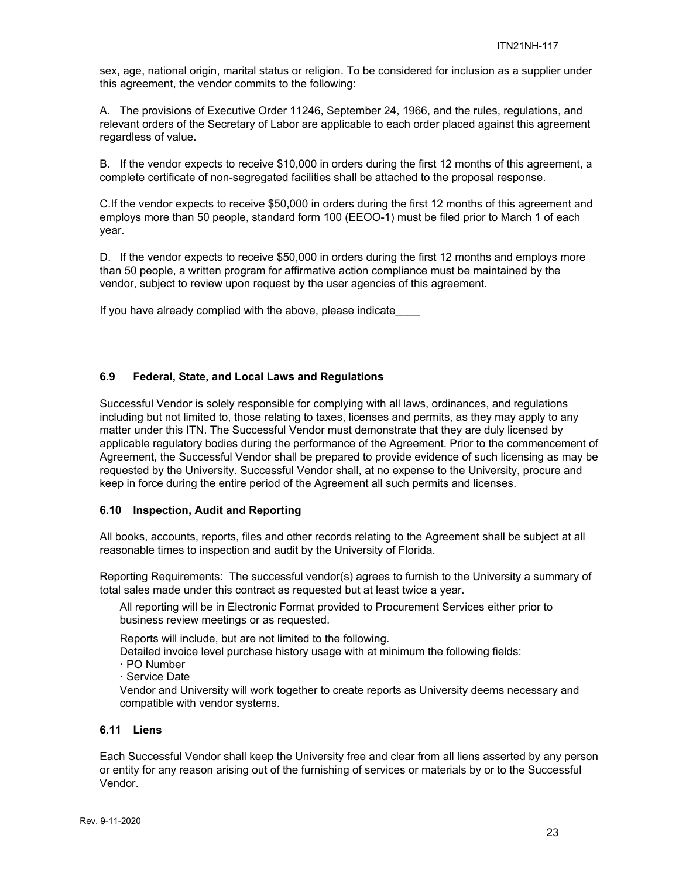sex, age, national origin, marital status or religion. To be considered for inclusion as a supplier under this agreement, the vendor commits to the following:

A. The provisions of Executive Order 11246, September 24, 1966, and the rules, regulations, and relevant orders of the Secretary of Labor are applicable to each order placed against this agreement regardless of value.

B. If the vendor expects to receive $10,000 in orders during the first 12 months of this agreement, a complete certificate of non-segregated facilities shall be attached to the proposal response.

C.If the vendor expects to receive $50,000 in orders during the first 12 months of this agreement and employs more than 50 people, standard form 100 (EEOO-1) must be filed prior to March 1 of each year.

D. If the vendor expects to receive $50,000 in orders during the first 12 months and employs more than 50 people, a written program for affirmative action compliance must be maintained by the vendor, subject to review upon request by the user agencies of this agreement.

If you have already complied with the above, please indicate____

### 6.9 Federal, State, and Local Laws and Regulations

Successful Vendor is solely responsible for complying with all laws, ordinances, and regulations including but not limited to, those relating to taxes, licenses and permits, as they may apply to any matter under this ITN. The Successful Vendor must demonstrate that they are duly licensed by applicable regulatory bodies during the performance of the Agreement. Prior to the commencement of Agreement, the Successful Vendor shall be prepared to provide evidence of such licensing as may be requested by the University. Successful Vendor shall, at no expense to the University, procure and keep in force during the entire period of the Agreement all such permits and licenses.

### 6.10 Inspection, Audit and Reporting

All books, accounts, reports, files and other records relating to the Agreement shall be subject at all reasonable times to inspection and audit by the University of Florida.

Reporting Requirements: The successful vendor(s) agrees to furnish to the University a summary of total sales made under this contract as requested but at least twice a year.

All reporting will be in Electronic Format provided to Procurement Services either prior to business review meetings or as requested.

Reports will include, but are not limited to the following.
Detailed invoice level purchase history usage with at minimum the following fields:
· PO Number
· Service Date
Vendor and University will work together to create reports as University deems necessary and compatible with vendor systems.

### 6.11 Liens

Each Successful Vendor shall keep the University free and clear from all liens asserted by any person or entity for any reason arising out of the furnishing of services or materials by or to the Successful Vendor.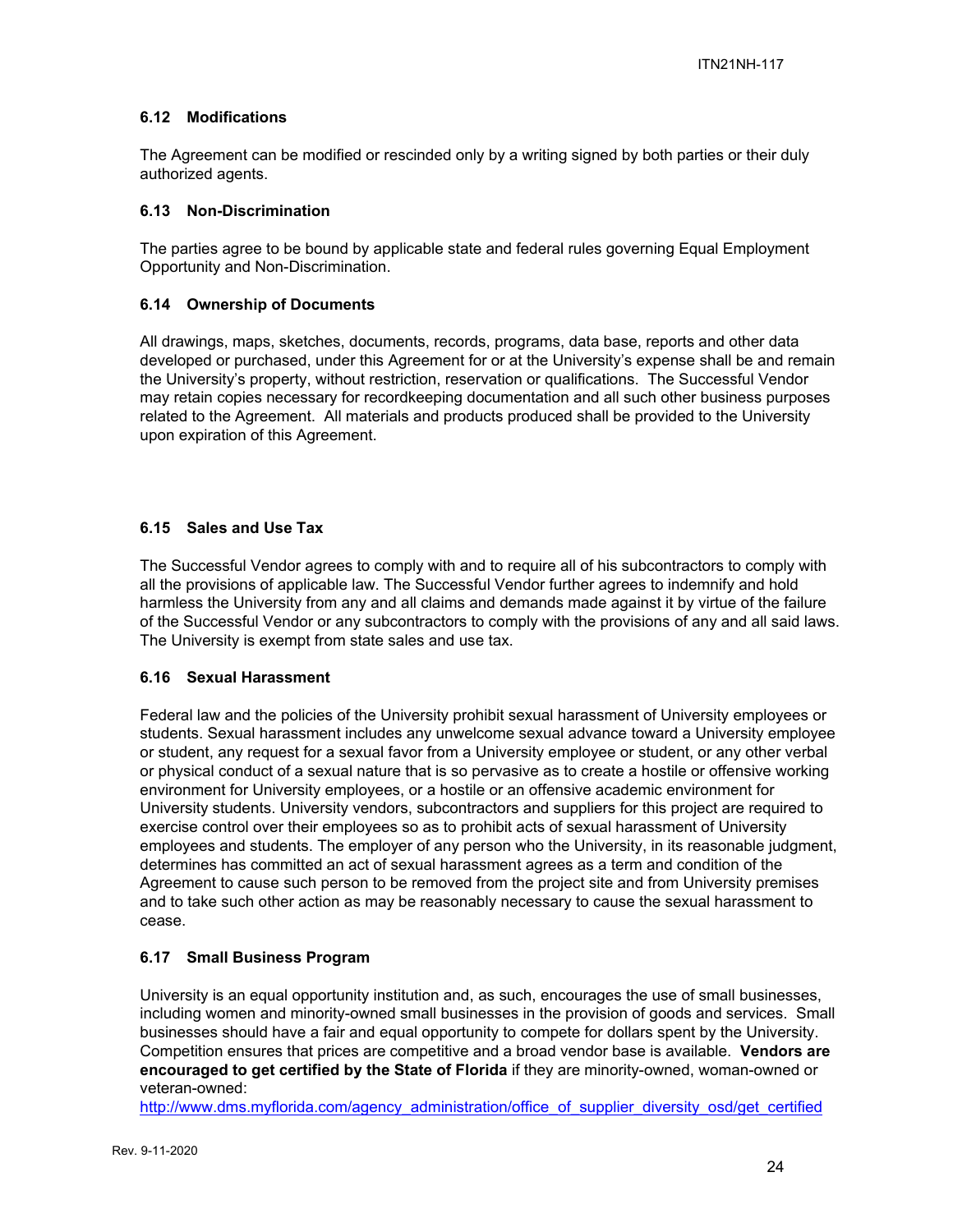### 6.12 Modifications

The Agreement can be modified or rescinded only by a writing signed by both parties or their duly authorized agents.

### 6.13 Non-Discrimination

The parties agree to be bound by applicable state and federal rules governing Equal Employment Opportunity and Non-Discrimination.

### 6.14 Ownership of Documents

All drawings, maps, sketches, documents, records, programs, data base, reports and other data developed or purchased, under this Agreement for or at the University's expense shall be and remain the University's property, without restriction, reservation or qualifications. The Successful Vendor may retain copies necessary for recordkeeping documentation and all such other business purposes related to the Agreement. All materials and products produced shall be provided to the University upon expiration of this Agreement.

### 6.15 Sales and Use Tax

The Successful Vendor agrees to comply with and to require all of his subcontractors to comply with all the provisions of applicable law. The Successful Vendor further agrees to indemnify and hold harmless the University from any and all claims and demands made against it by virtue of the failure of the Successful Vendor or any subcontractors to comply with the provisions of any and all said laws. The University is exempt from state sales and use tax.

### 6.16 Sexual Harassment

Federal law and the policies of the University prohibit sexual harassment of University employees or students. Sexual harassment includes any unwelcome sexual advance toward a University employee or student, any request for a sexual favor from a University employee or student, or any other verbal or physical conduct of a sexual nature that is so pervasive as to create a hostile or offensive working environment for University employees, or a hostile or an offensive academic environment for University students. University vendors, subcontractors and suppliers for this project are required to exercise control over their employees so as to prohibit acts of sexual harassment of University employees and students. The employer of any person who the University, in its reasonable judgment, determines has committed an act of sexual harassment agrees as a term and condition of the Agreement to cause such person to be removed from the project site and from University premises and to take such other action as may be reasonably necessary to cause the sexual harassment to cease.

### 6.17 Small Business Program

University is an equal opportunity institution and, as such, encourages the use of small businesses, including women and minority-owned small businesses in the provision of goods and services. Small businesses should have a fair and equal opportunity to compete for dollars spent by the University. Competition ensures that prices are competitive and a broad vendor base is available. **Vendors are encouraged to get certified by the State of Florida** if they are minority-owned, woman-owned or veteran-owned:
http://www.dms.myflorida.com/agency_administration/office_of_supplier_diversity_osd/get_certified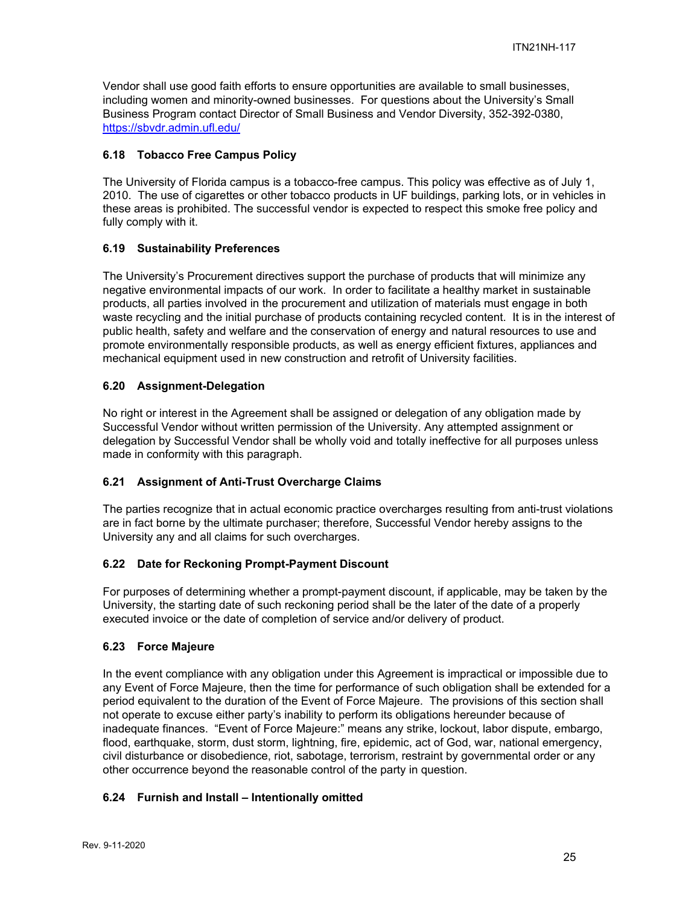Vendor shall use good faith efforts to ensure opportunities are available to small businesses, including women and minority-owned businesses. For questions about the University's Small Business Program contact Director of Small Business and Vendor Diversity, 352-392-0380, https://sbvdr.admin.ufl.edu/

### 6.18 Tobacco Free Campus Policy

The University of Florida campus is a tobacco-free campus. This policy was effective as of July 1, 2010. The use of cigarettes or other tobacco products in UF buildings, parking lots, or in vehicles in these areas is prohibited. The successful vendor is expected to respect this smoke free policy and fully comply with it.

### 6.19 Sustainability Preferences

The University's Procurement directives support the purchase of products that will minimize any negative environmental impacts of our work. In order to facilitate a healthy market in sustainable products, all parties involved in the procurement and utilization of materials must engage in both waste recycling and the initial purchase of products containing recycled content. It is in the interest of public health, safety and welfare and the conservation of energy and natural resources to use and promote environmentally responsible products, as well as energy efficient fixtures, appliances and mechanical equipment used in new construction and retrofit of University facilities.

### 6.20 Assignment-Delegation

No right or interest in the Agreement shall be assigned or delegation of any obligation made by Successful Vendor without written permission of the University. Any attempted assignment or delegation by Successful Vendor shall be wholly void and totally ineffective for all purposes unless made in conformity with this paragraph.

### 6.21 Assignment of Anti-Trust Overcharge Claims

The parties recognize that in actual economic practice overcharges resulting from anti-trust violations are in fact borne by the ultimate purchaser; therefore, Successful Vendor hereby assigns to the University any and all claims for such overcharges.

### 6.22 Date for Reckoning Prompt-Payment Discount

For purposes of determining whether a prompt-payment discount, if applicable, may be taken by the University, the starting date of such reckoning period shall be the later of the date of a properly executed invoice or the date of completion of service and/or delivery of product.

### 6.23 Force Majeure

In the event compliance with any obligation under this Agreement is impractical or impossible due to any Event of Force Majeure, then the time for performance of such obligation shall be extended for a period equivalent to the duration of the Event of Force Majeure. The provisions of this section shall not operate to excuse either party's inability to perform its obligations hereunder because of inadequate finances. "Event of Force Majeure:" means any strike, lockout, labor dispute, embargo, flood, earthquake, storm, dust storm, lightning, fire, epidemic, act of God, war, national emergency, civil disturbance or disobedience, riot, sabotage, terrorism, restraint by governmental order or any other occurrence beyond the reasonable control of the party in question.

### 6.24 Furnish and Install – Intentionally omitted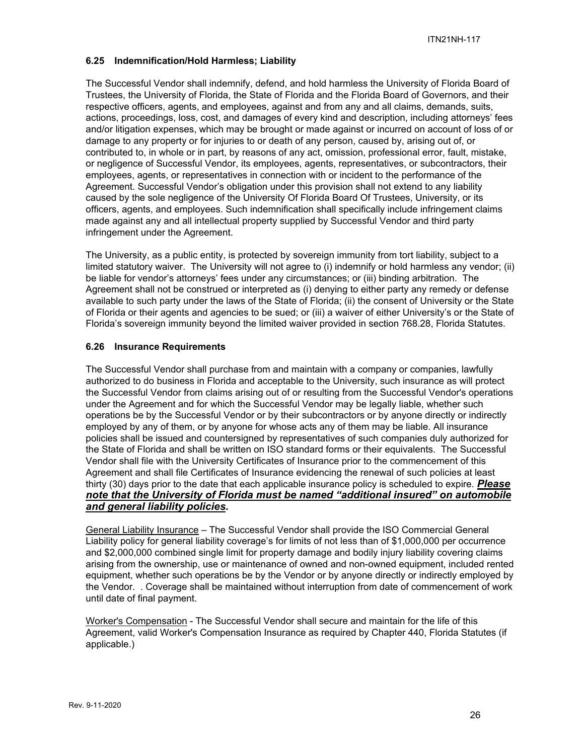### 6.25 Indemnification/Hold Harmless; Liability

The Successful Vendor shall indemnify, defend, and hold harmless the University of Florida Board of Trustees, the University of Florida, the State of Florida and the Florida Board of Governors, and their respective officers, agents, and employees, against and from any and all claims, demands, suits, actions, proceedings, loss, cost, and damages of every kind and description, including attorneys' fees and/or litigation expenses, which may be brought or made against or incurred on account of loss of or damage to any property or for injuries to or death of any person, caused by, arising out of, or contributed to, in whole or in part, by reasons of any act, omission, professional error, fault, mistake, or negligence of Successful Vendor, its employees, agents, representatives, or subcontractors, their employees, agents, or representatives in connection with or incident to the performance of the Agreement. Successful Vendor's obligation under this provision shall not extend to any liability caused by the sole negligence of the University Of Florida Board Of Trustees, University, or its officers, agents, and employees. Such indemnification shall specifically include infringement claims made against any and all intellectual property supplied by Successful Vendor and third party infringement under the Agreement.

The University, as a public entity, is protected by sovereign immunity from tort liability, subject to a limited statutory waiver. The University will not agree to (i) indemnify or hold harmless any vendor; (ii) be liable for vendor's attorneys' fees under any circumstances; or (iii) binding arbitration. The Agreement shall not be construed or interpreted as (i) denying to either party any remedy or defense available to such party under the laws of the State of Florida; (ii) the consent of University or the State of Florida or their agents and agencies to be sued; or (iii) a waiver of either University's or the State of Florida's sovereign immunity beyond the limited waiver provided in section 768.28, Florida Statutes.

### 6.26 Insurance Requirements

The Successful Vendor shall purchase from and maintain with a company or companies, lawfully authorized to do business in Florida and acceptable to the University, such insurance as will protect the Successful Vendor from claims arising out of or resulting from the Successful Vendor's operations under the Agreement and for which the Successful Vendor may be legally liable, whether such operations be by the Successful Vendor or by their subcontractors or by anyone directly or indirectly employed by any of them, or by anyone for whose acts any of them may be liable. All insurance policies shall be issued and countersigned by representatives of such companies duly authorized for the State of Florida and shall be written on ISO standard forms or their equivalents. The Successful Vendor shall file with the University Certificates of Insurance prior to the commencement of this Agreement and shall file Certificates of Insurance evidencing the renewal of such policies at least thirty (30) days prior to the date that each applicable insurance policy is scheduled to expire. ***Please note that the University of Florida must be named "additional insured" on automobile and general liability policies.***

General Liability Insurance – The Successful Vendor shall provide the ISO Commercial General Liability policy for general liability coverage's for limits of not less than of \$1,000,000 per occurrence and \$2,000,000 combined single limit for property damage and bodily injury liability covering claims arising from the ownership, use or maintenance of owned and non-owned equipment, included rented equipment, whether such operations be by the Vendor or by anyone directly or indirectly employed by the Vendor. . Coverage shall be maintained without interruption from date of commencement of work until date of final payment.

Worker's Compensation - The Successful Vendor shall secure and maintain for the life of this Agreement, valid Worker's Compensation Insurance as required by Chapter 440, Florida Statutes (if applicable.)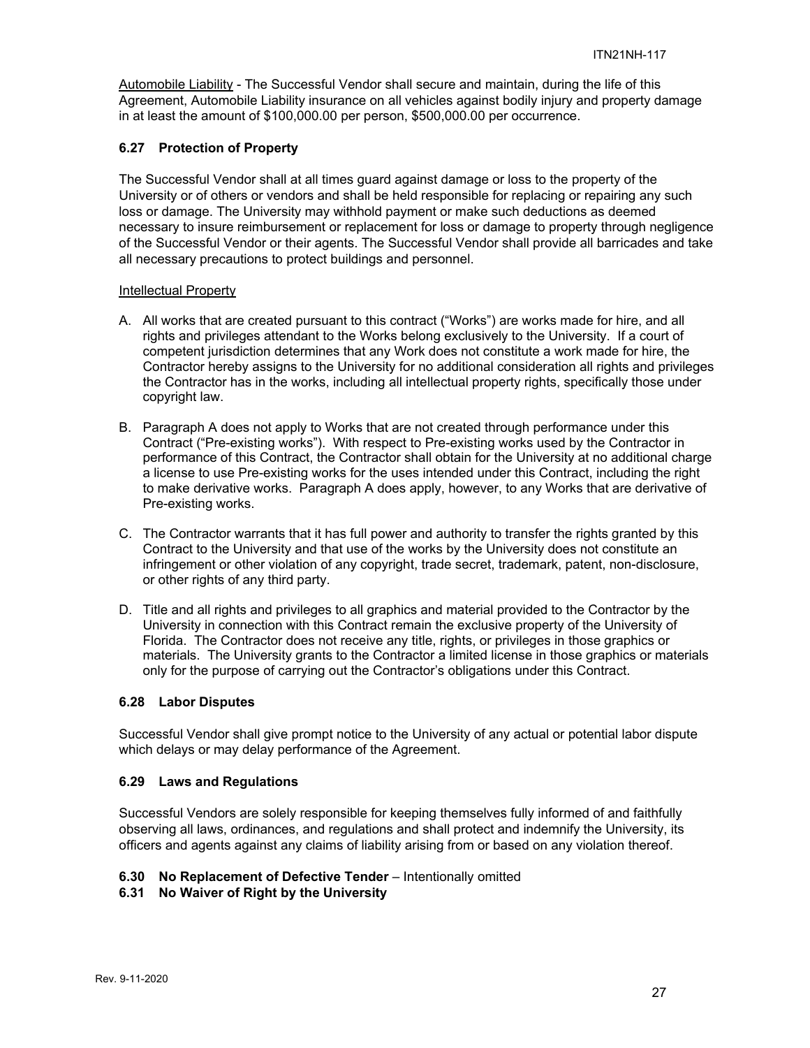Automobile Liability - The Successful Vendor shall secure and maintain, during the life of this Agreement, Automobile Liability insurance on all vehicles against bodily injury and property damage in at least the amount of $100,000.00 per person, $500,000.00 per occurrence.

### 6.27 Protection of Property

The Successful Vendor shall at all times guard against damage or loss to the property of the University or of others or vendors and shall be held responsible for replacing or repairing any such loss or damage. The University may withhold payment or make such deductions as deemed necessary to insure reimbursement or replacement for loss or damage to property through negligence of the Successful Vendor or their agents. The Successful Vendor shall provide all barricades and take all necessary precautions to protect buildings and personnel.

Intellectual Property

A. All works that are created pursuant to this contract ("Works") are works made for hire, and all rights and privileges attendant to the Works belong exclusively to the University. If a court of competent jurisdiction determines that any Work does not constitute a work made for hire, the Contractor hereby assigns to the University for no additional consideration all rights and privileges the Contractor has in the works, including all intellectual property rights, specifically those under copyright law.

B. Paragraph A does not apply to Works that are not created through performance under this Contract ("Pre-existing works"). With respect to Pre-existing works used by the Contractor in performance of this Contract, the Contractor shall obtain for the University at no additional charge a license to use Pre-existing works for the uses intended under this Contract, including the right to make derivative works. Paragraph A does apply, however, to any Works that are derivative of Pre-existing works.

C. The Contractor warrants that it has full power and authority to transfer the rights granted by this Contract to the University and that use of the works by the University does not constitute an infringement or other violation of any copyright, trade secret, trademark, patent, non-disclosure, or other rights of any third party.

D. Title and all rights and privileges to all graphics and material provided to the Contractor by the University in connection with this Contract remain the exclusive property of the University of Florida. The Contractor does not receive any title, rights, or privileges in those graphics or materials. The University grants to the Contractor a limited license in those graphics or materials only for the purpose of carrying out the Contractor's obligations under this Contract.

### 6.28 Labor Disputes

Successful Vendor shall give prompt notice to the University of any actual or potential labor dispute which delays or may delay performance of the Agreement.

### 6.29 Laws and Regulations

Successful Vendors are solely responsible for keeping themselves fully informed of and faithfully observing all laws, ordinances, and regulations and shall protect and indemnify the University, its officers and agents against any claims of liability arising from or based on any violation thereof.

### 6.30 No Replacement of Defective Tender – Intentionally omitted

### 6.31 No Waiver of Right by the University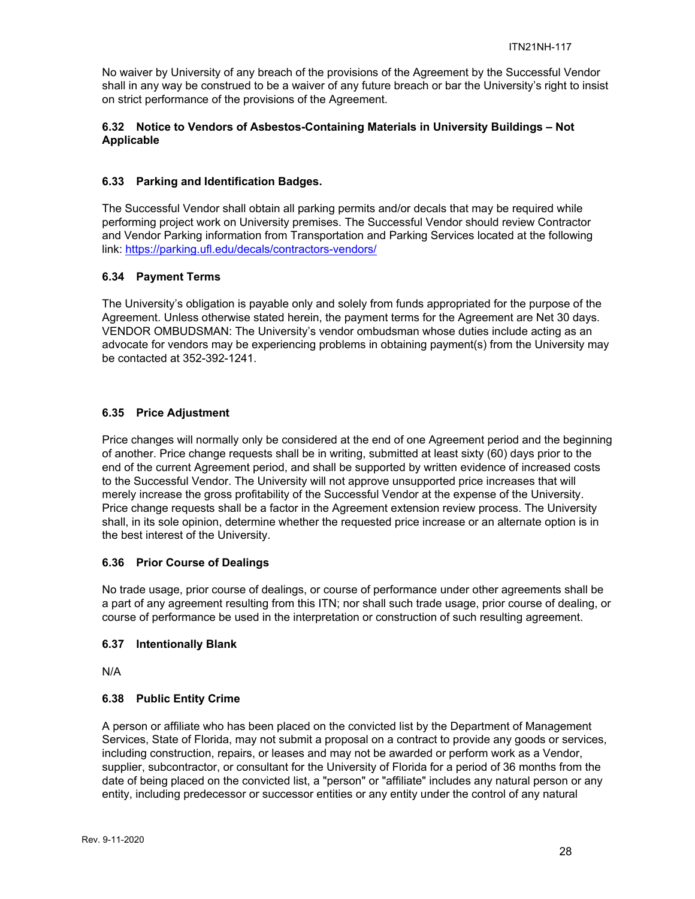No waiver by University of any breach of the provisions of the Agreement by the Successful Vendor shall in any way be construed to be a waiver of any future breach or bar the University's right to insist on strict performance of the provisions of the Agreement.

### 6.32 Notice to Vendors of Asbestos-Containing Materials in University Buildings – Not Applicable

### 6.33 Parking and Identification Badges.

The Successful Vendor shall obtain all parking permits and/or decals that may be required while performing project work on University premises. The Successful Vendor should review Contractor and Vendor Parking information from Transportation and Parking Services located at the following link: [https://parking.ufl.edu/decals/contractors-vendors/](https://parking.ufl.edu/decals/contractors-vendors/)

### 6.34 Payment Terms

The University's obligation is payable only and solely from funds appropriated for the purpose of the Agreement. Unless otherwise stated herein, the payment terms for the Agreement are Net 30 days. VENDOR OMBUDSMAN: The University's vendor ombudsman whose duties include acting as an advocate for vendors may be experiencing problems in obtaining payment(s) from the University may be contacted at 352-392-1241.

### 6.35 Price Adjustment

Price changes will normally only be considered at the end of one Agreement period and the beginning of another. Price change requests shall be in writing, submitted at least sixty (60) days prior to the end of the current Agreement period, and shall be supported by written evidence of increased costs to the Successful Vendor. The University will not approve unsupported price increases that will merely increase the gross profitability of the Successful Vendor at the expense of the University. Price change requests shall be a factor in the Agreement extension review process. The University shall, in its sole opinion, determine whether the requested price increase or an alternate option is in the best interest of the University.

### 6.36 Prior Course of Dealings

No trade usage, prior course of dealings, or course of performance under other agreements shall be a part of any agreement resulting from this ITN; nor shall such trade usage, prior course of dealing, or course of performance be used in the interpretation or construction of such resulting agreement.

### 6.37 Intentionally Blank

N/A

### 6.38 Public Entity Crime

A person or affiliate who has been placed on the convicted list by the Department of Management Services, State of Florida, may not submit a proposal on a contract to provide any goods or services, including construction, repairs, or leases and may not be awarded or perform work as a Vendor, supplier, subcontractor, or consultant for the University of Florida for a period of 36 months from the date of being placed on the convicted list, a "person" or "affiliate" includes any natural person or any entity, including predecessor or successor entities or any entity under the control of any natural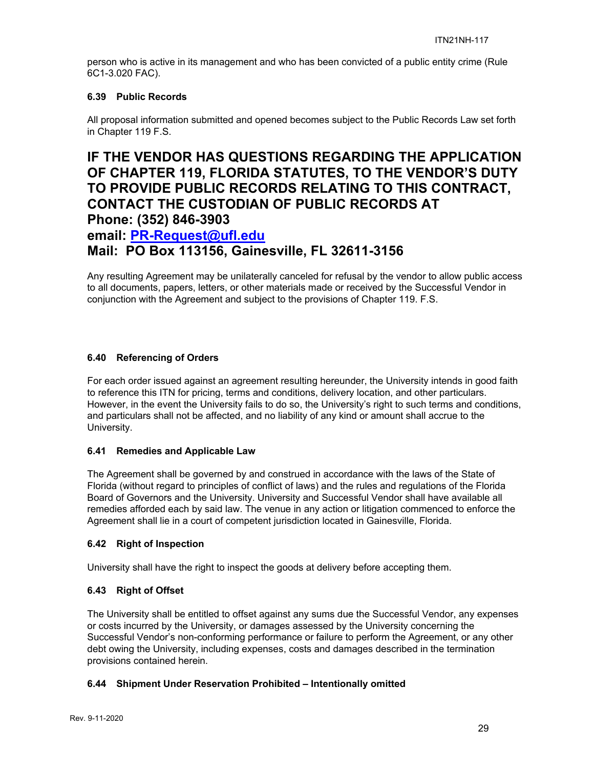person who is active in its management and who has been convicted of a public entity crime (Rule 6C1-3.020 FAC).

### 6.39 Public Records

All proposal information submitted and opened becomes subject to the Public Records Law set forth in Chapter 119 F.S.

## IF THE VENDOR HAS QUESTIONS REGARDING THE APPLICATION OF CHAPTER 119, FLORIDA STATUTES, TO THE VENDOR'S DUTY TO PROVIDE PUBLIC RECORDS RELATING TO THIS CONTRACT, CONTACT THE CUSTODIAN OF PUBLIC RECORDS AT

## Phone: (352) 846-3903

## email: PR-Request@ufl.edu

## Mail: PO Box 113156, Gainesville, FL 32611-3156

Any resulting Agreement may be unilaterally canceled for refusal by the vendor to allow public access to all documents, papers, letters, or other materials made or received by the Successful Vendor in conjunction with the Agreement and subject to the provisions of Chapter 119. F.S.

### 6.40 Referencing of Orders

For each order issued against an agreement resulting hereunder, the University intends in good faith to reference this ITN for pricing, terms and conditions, delivery location, and other particulars. However, in the event the University fails to do so, the University's right to such terms and conditions, and particulars shall not be affected, and no liability of any kind or amount shall accrue to the University.

### 6.41 Remedies and Applicable Law

The Agreement shall be governed by and construed in accordance with the laws of the State of Florida (without regard to principles of conflict of laws) and the rules and regulations of the Florida Board of Governors and the University. University and Successful Vendor shall have available all remedies afforded each by said law. The venue in any action or litigation commenced to enforce the Agreement shall lie in a court of competent jurisdiction located in Gainesville, Florida.

### 6.42 Right of Inspection

University shall have the right to inspect the goods at delivery before accepting them.

### 6.43 Right of Offset

The University shall be entitled to offset against any sums due the Successful Vendor, any expenses or costs incurred by the University, or damages assessed by the University concerning the Successful Vendor's non-conforming performance or failure to perform the Agreement, or any other debt owing the University, including expenses, costs and damages described in the termination provisions contained herein.

### 6.44 Shipment Under Reservation Prohibited – Intentionally omitted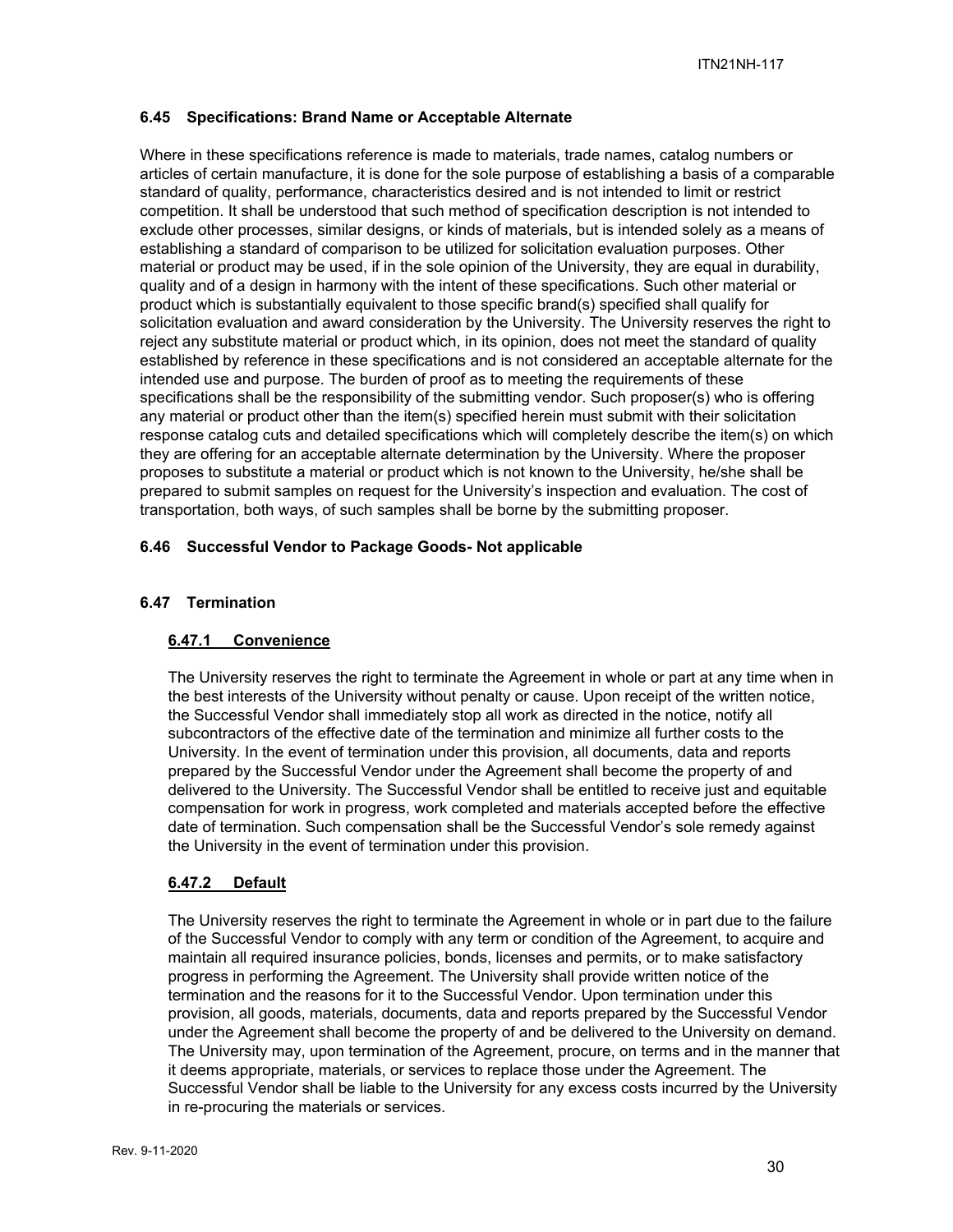### 6.45 Specifications: Brand Name or Acceptable Alternate

Where in these specifications reference is made to materials, trade names, catalog numbers or articles of certain manufacture, it is done for the sole purpose of establishing a basis of a comparable standard of quality, performance, characteristics desired and is not intended to limit or restrict competition. It shall be understood that such method of specification description is not intended to exclude other processes, similar designs, or kinds of materials, but is intended solely as a means of establishing a standard of comparison to be utilized for solicitation evaluation purposes. Other material or product may be used, if in the sole opinion of the University, they are equal in durability, quality and of a design in harmony with the intent of these specifications. Such other material or product which is substantially equivalent to those specific brand(s) specified shall qualify for solicitation evaluation and award consideration by the University. The University reserves the right to reject any substitute material or product which, in its opinion, does not meet the standard of quality established by reference in these specifications and is not considered an acceptable alternate for the intended use and purpose. The burden of proof as to meeting the requirements of these specifications shall be the responsibility of the submitting vendor. Such proposer(s) who is offering any material or product other than the item(s) specified herein must submit with their solicitation response catalog cuts and detailed specifications which will completely describe the item(s) on which they are offering for an acceptable alternate determination by the University. Where the proposer proposes to substitute a material or product which is not known to the University, he/she shall be prepared to submit samples on request for the University's inspection and evaluation. The cost of transportation, both ways, of such samples shall be borne by the submitting proposer.

### 6.46 Successful Vendor to Package Goods- Not applicable

### 6.47 Termination

#### 6.47.1 Convenience

The University reserves the right to terminate the Agreement in whole or part at any time when in the best interests of the University without penalty or cause. Upon receipt of the written notice, the Successful Vendor shall immediately stop all work as directed in the notice, notify all subcontractors of the effective date of the termination and minimize all further costs to the University. In the event of termination under this provision, all documents, data and reports prepared by the Successful Vendor under the Agreement shall become the property of and delivered to the University. The Successful Vendor shall be entitled to receive just and equitable compensation for work in progress, work completed and materials accepted before the effective date of termination. Such compensation shall be the Successful Vendor's sole remedy against the University in the event of termination under this provision.

#### 6.47.2 Default

The University reserves the right to terminate the Agreement in whole or in part due to the failure of the Successful Vendor to comply with any term or condition of the Agreement, to acquire and maintain all required insurance policies, bonds, licenses and permits, or to make satisfactory progress in performing the Agreement. The University shall provide written notice of the termination and the reasons for it to the Successful Vendor. Upon termination under this provision, all goods, materials, documents, data and reports prepared by the Successful Vendor under the Agreement shall become the property of and be delivered to the University on demand. The University may, upon termination of the Agreement, procure, on terms and in the manner that it deems appropriate, materials, or services to replace those under the Agreement. The Successful Vendor shall be liable to the University for any excess costs incurred by the University in re-procuring the materials or services.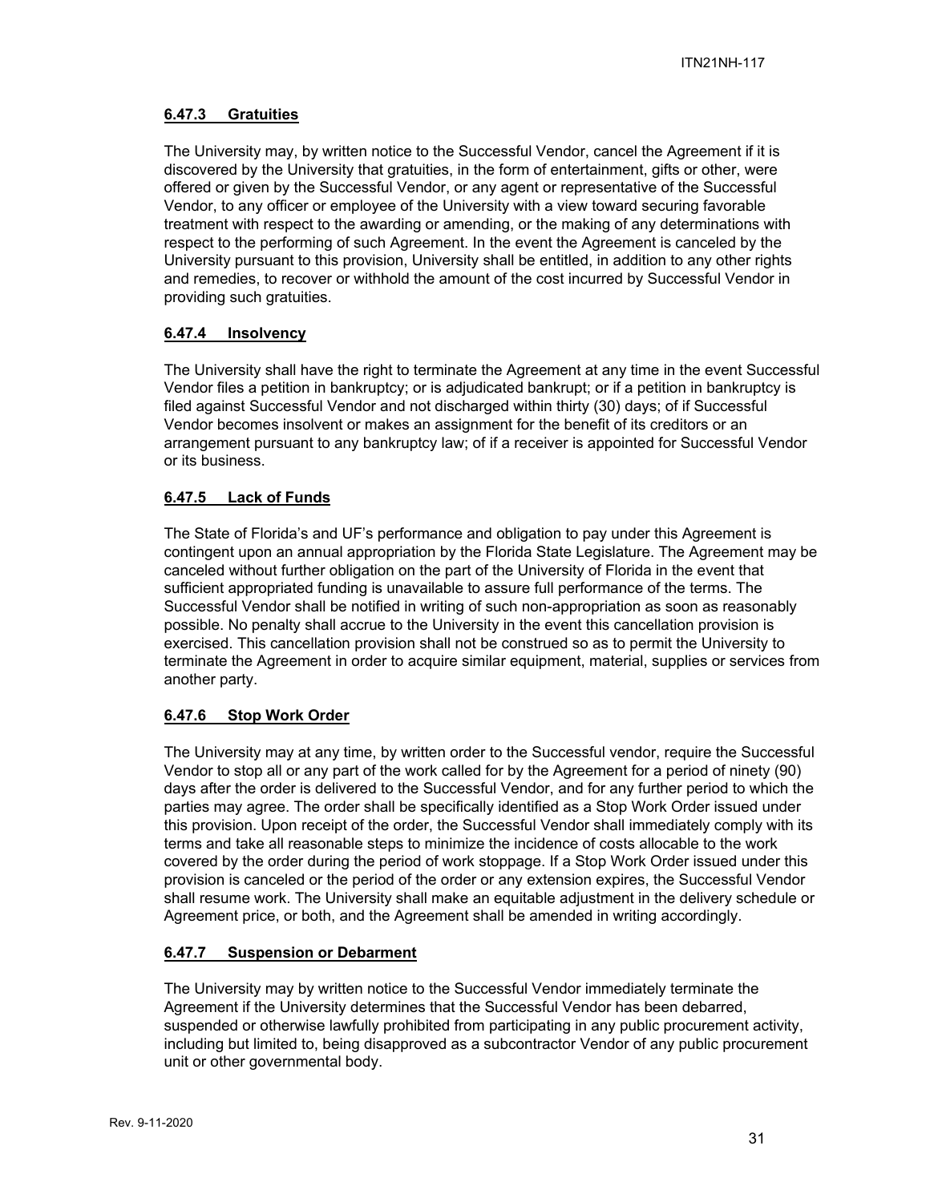#### 6.47.3 Gratuities

The University may, by written notice to the Successful Vendor, cancel the Agreement if it is discovered by the University that gratuities, in the form of entertainment, gifts or other, were offered or given by the Successful Vendor, or any agent or representative of the Successful Vendor, to any officer or employee of the University with a view toward securing favorable treatment with respect to the awarding or amending, or the making of any determinations with respect to the performing of such Agreement. In the event the Agreement is canceled by the University pursuant to this provision, University shall be entitled, in addition to any other rights and remedies, to recover or withhold the amount of the cost incurred by Successful Vendor in providing such gratuities.

#### 6.47.4 Insolvency

The University shall have the right to terminate the Agreement at any time in the event Successful Vendor files a petition in bankruptcy; or is adjudicated bankrupt; or if a petition in bankruptcy is filed against Successful Vendor and not discharged within thirty (30) days; of if Successful Vendor becomes insolvent or makes an assignment for the benefit of its creditors or an arrangement pursuant to any bankruptcy law; of if a receiver is appointed for Successful Vendor or its business.

#### 6.47.5 Lack of Funds

The State of Florida's and UF's performance and obligation to pay under this Agreement is contingent upon an annual appropriation by the Florida State Legislature. The Agreement may be canceled without further obligation on the part of the University of Florida in the event that sufficient appropriated funding is unavailable to assure full performance of the terms. The Successful Vendor shall be notified in writing of such non-appropriation as soon as reasonably possible. No penalty shall accrue to the University in the event this cancellation provision is exercised. This cancellation provision shall not be construed so as to permit the University to terminate the Agreement in order to acquire similar equipment, material, supplies or services from another party.

#### 6.47.6 Stop Work Order

The University may at any time, by written order to the Successful vendor, require the Successful Vendor to stop all or any part of the work called for by the Agreement for a period of ninety (90) days after the order is delivered to the Successful Vendor, and for any further period to which the parties may agree. The order shall be specifically identified as a Stop Work Order issued under this provision. Upon receipt of the order, the Successful Vendor shall immediately comply with its terms and take all reasonable steps to minimize the incidence of costs allocable to the work covered by the order during the period of work stoppage. If a Stop Work Order issued under this provision is canceled or the period of the order or any extension expires, the Successful Vendor shall resume work. The University shall make an equitable adjustment in the delivery schedule or Agreement price, or both, and the Agreement shall be amended in writing accordingly.

#### 6.47.7 Suspension or Debarment

The University may by written notice to the Successful Vendor immediately terminate the Agreement if the University determines that the Successful Vendor has been debarred, suspended or otherwise lawfully prohibited from participating in any public procurement activity, including but limited to, being disapproved as a subcontractor Vendor of any public procurement unit or other governmental body.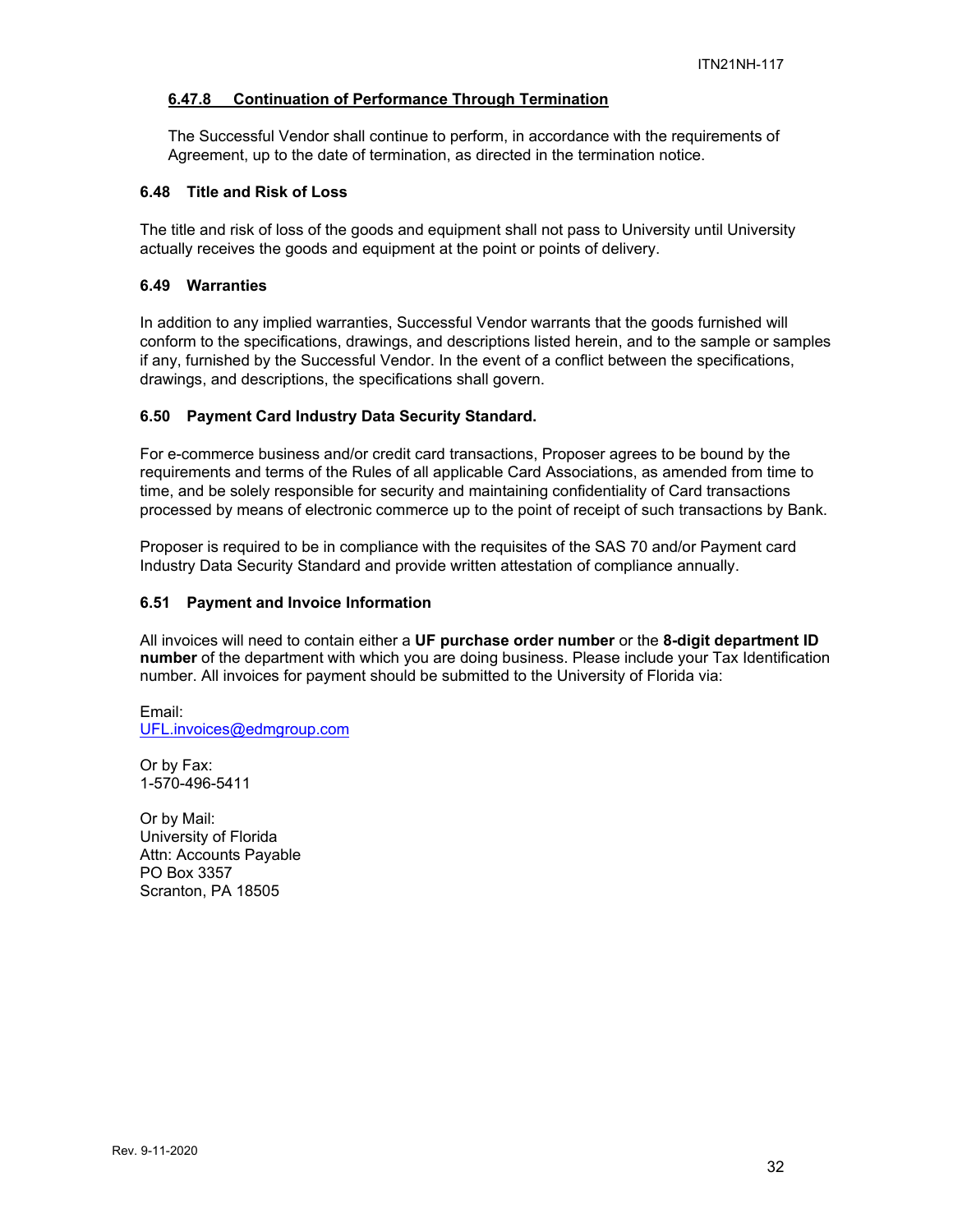#### 6.47.8 Continuation of Performance Through Termination

The Successful Vendor shall continue to perform, in accordance with the requirements of Agreement, up to the date of termination, as directed in the termination notice.

### 6.48 Title and Risk of Loss

The title and risk of loss of the goods and equipment shall not pass to University until University actually receives the goods and equipment at the point or points of delivery.

### 6.49 Warranties

In addition to any implied warranties, Successful Vendor warrants that the goods furnished will conform to the specifications, drawings, and descriptions listed herein, and to the sample or samples if any, furnished by the Successful Vendor. In the event of a conflict between the specifications, drawings, and descriptions, the specifications shall govern.

### 6.50 Payment Card Industry Data Security Standard.

For e-commerce business and/or credit card transactions, Proposer agrees to be bound by the requirements and terms of the Rules of all applicable Card Associations, as amended from time to time, and be solely responsible for security and maintaining confidentiality of Card transactions processed by means of electronic commerce up to the point of receipt of such transactions by Bank.

Proposer is required to be in compliance with the requisites of the SAS 70 and/or Payment card Industry Data Security Standard and provide written attestation of compliance annually.

### 6.51 Payment and Invoice Information

All invoices will need to contain either a **UF purchase order number** or the **8-digit department ID number** of the department with which you are doing business. Please include your Tax Identification number. All invoices for payment should be submitted to the University of Florida via:

Email:
UFL.invoices@edmgroup.com

Or by Fax:
1-570-496-5411

Or by Mail:
University of Florida
Attn: Accounts Payable
PO Box 3357
Scranton, PA 18505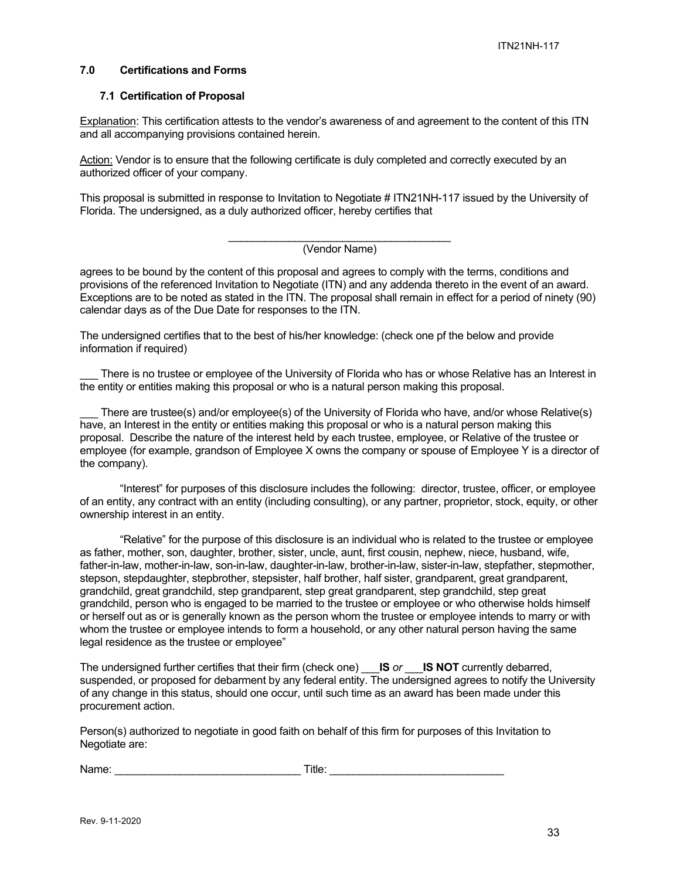## 7.0 Certifications and Forms

### 7.1 Certification of Proposal

Explanation: This certification attests to the vendor's awareness of and agreement to the content of this ITN and all accompanying provisions contained herein.

Action: Vendor is to ensure that the following certificate is duly completed and correctly executed by an authorized officer of your company.

This proposal is submitted in response to Invitation to Negotiate # ITN21NH-117 issued by the University of Florida. The undersigned, as a duly authorized officer, hereby certifies that

______________________________________
(Vendor Name)

agrees to be bound by the content of this proposal and agrees to comply with the terms, conditions and provisions of the referenced Invitation to Negotiate (ITN) and any addenda thereto in the event of an award. Exceptions are to be noted as stated in the ITN. The proposal shall remain in effect for a period of ninety (90) calendar days as of the Due Date for responses to the ITN.

The undersigned certifies that to the best of his/her knowledge: (check one pf the below and provide information if required)

___ There is no trustee or employee of the University of Florida who has or whose Relative has an Interest in the entity or entities making this proposal or who is a natural person making this proposal.

___ There are trustee(s) and/or employee(s) of the University of Florida who have, and/or whose Relative(s) have, an Interest in the entity or entities making this proposal or who is a natural person making this proposal. Describe the nature of the interest held by each trustee, employee, or Relative of the trustee or employee (for example, grandson of Employee X owns the company or spouse of Employee Y is a director of the company).

"Interest" for purposes of this disclosure includes the following: director, trustee, officer, or employee of an entity, any contract with an entity (including consulting), or any partner, proprietor, stock, equity, or other ownership interest in an entity.

"Relative" for the purpose of this disclosure is an individual who is related to the trustee or employee as father, mother, son, daughter, brother, sister, uncle, aunt, first cousin, nephew, niece, husband, wife, father-in-law, mother-in-law, son-in-law, daughter-in-law, brother-in-law, sister-in-law, stepfather, stepmother, stepson, stepdaughter, stepbrother, stepsister, half brother, half sister, grandparent, great grandparent, grandchild, great grandchild, step grandparent, step great grandparent, step grandchild, step great grandchild, person who is engaged to be married to the trustee or employee or who otherwise holds himself or herself out as or is generally known as the person whom the trustee or employee intends to marry or with whom the trustee or employee intends to form a household, or any other natural person having the same legal residence as the trustee or employee"

The undersigned further certifies that their firm (check one) ___**IS** *or* ___**IS NOT** currently debarred, suspended, or proposed for debarment by any federal entity. The undersigned agrees to notify the University of any change in this status, should one occur, until such time as an award has been made under this procurement action.

Person(s) authorized to negotiate in good faith on behalf of this firm for purposes of this Invitation to Negotiate are:

Name: _______________________________ Title: _____________________________

Rev. 9-11-2020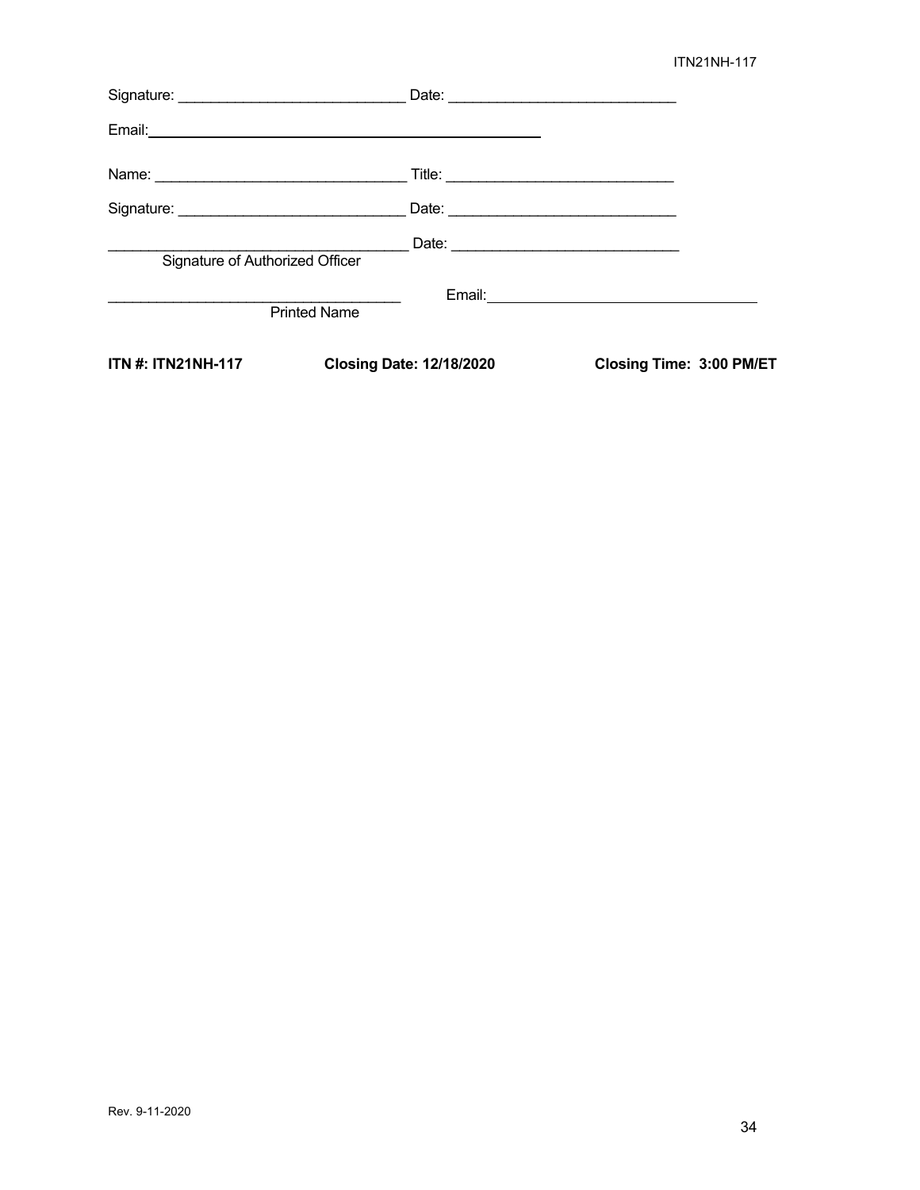Signature: ___________________________ Date: ____________________________

Email: ______________________________________________

Name: _______________________________ Title: ____________________________

Signature: ___________________________ Date: ____________________________

____________________________________ Date: ____________________________
Signature of Authorized Officer

____________________________________ Email: ________________________________
Printed Name

**ITN #: ITN21NH-117** **Closing Date: 12/18/2020** **Closing Time: 3:00 PM/ET**

Rev. 9-11-2020